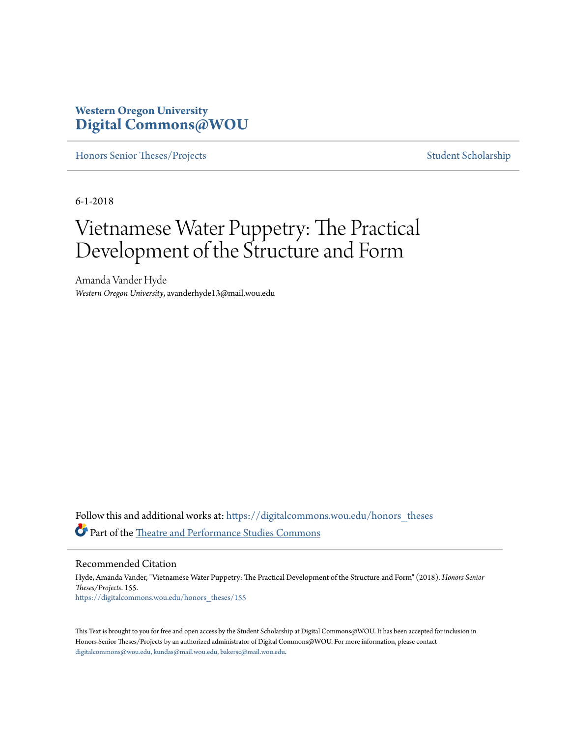# Western Oregon University
# Digital Commons@WOU

Honors Senior Theses/Projects | Student Scholarship

6-1-2018

# Vietnamese Water Puppetry: The Practical Development of the Structure and Form

Amanda Vander Hyde
*Western Oregon University*, avanderhyde13@mail.wou.edu

Follow this and additional works at: https://digitalcommons.wou.edu/honors_theses

Part of the Theatre and Performance Studies Commons

## Recommended Citation

Hyde, Amanda Vander, "Vietnamese Water Puppetry: The Practical Development of the Structure and Form" (2018). *Honors Senior Theses/Projects*. 155.
https://digitalcommons.wou.edu/honors_theses/155

This Text is brought to you for free and open access by the Student Scholarship at Digital Commons@WOU. It has been accepted for inclusion in Honors Senior Theses/Projects by an authorized administrator of Digital Commons@WOU. For more information, please contact digitalcommons@wou.edu, kundas@mail.wou.edu, bakersc@mail.wou.edu.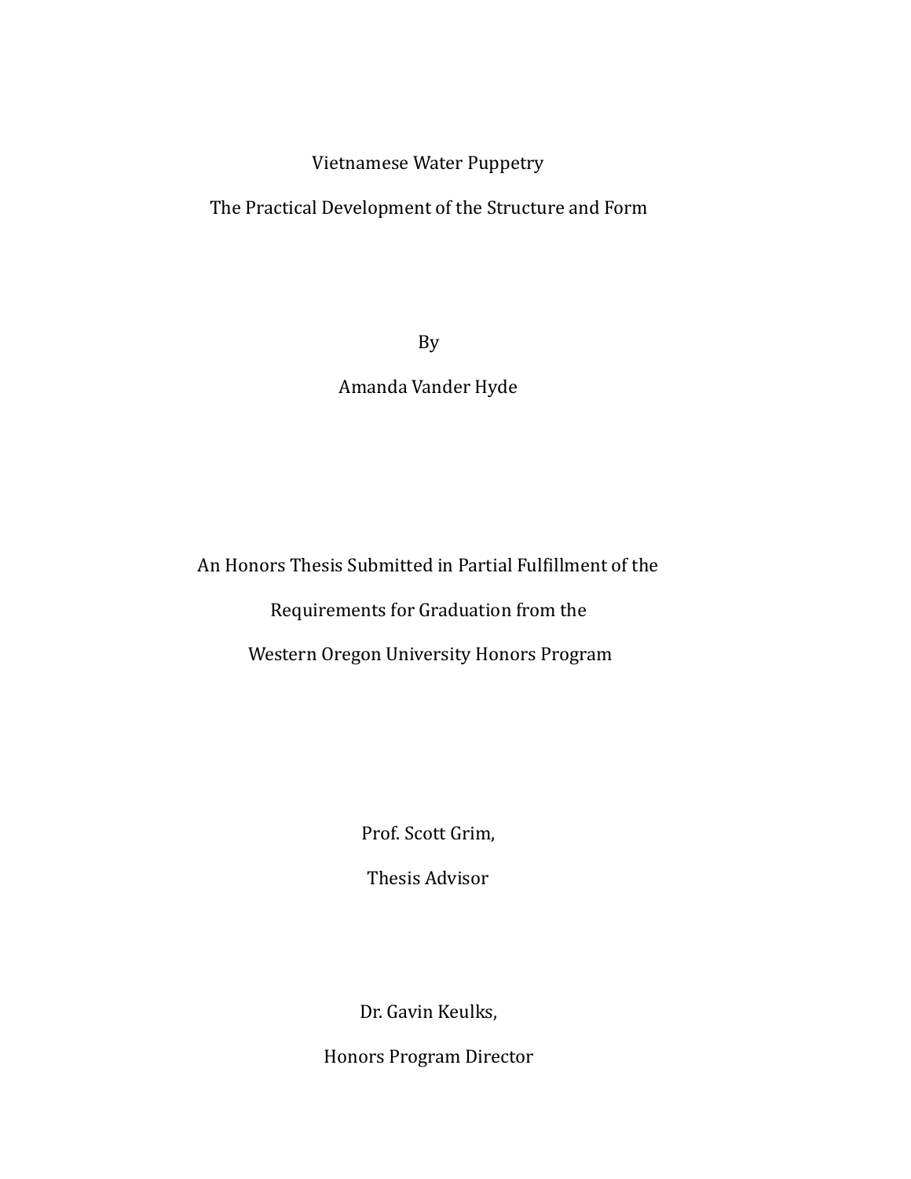# Vietnamese Water Puppetry

## The Practical Development of the Structure and Form

By

Amanda Vander Hyde

An Honors Thesis Submitted in Partial Fulfillment of the

Requirements for Graduation from the

Western Oregon University Honors Program

Prof. Scott Grim,

Thesis Advisor

Dr. Gavin Keulks,

Honors Program Director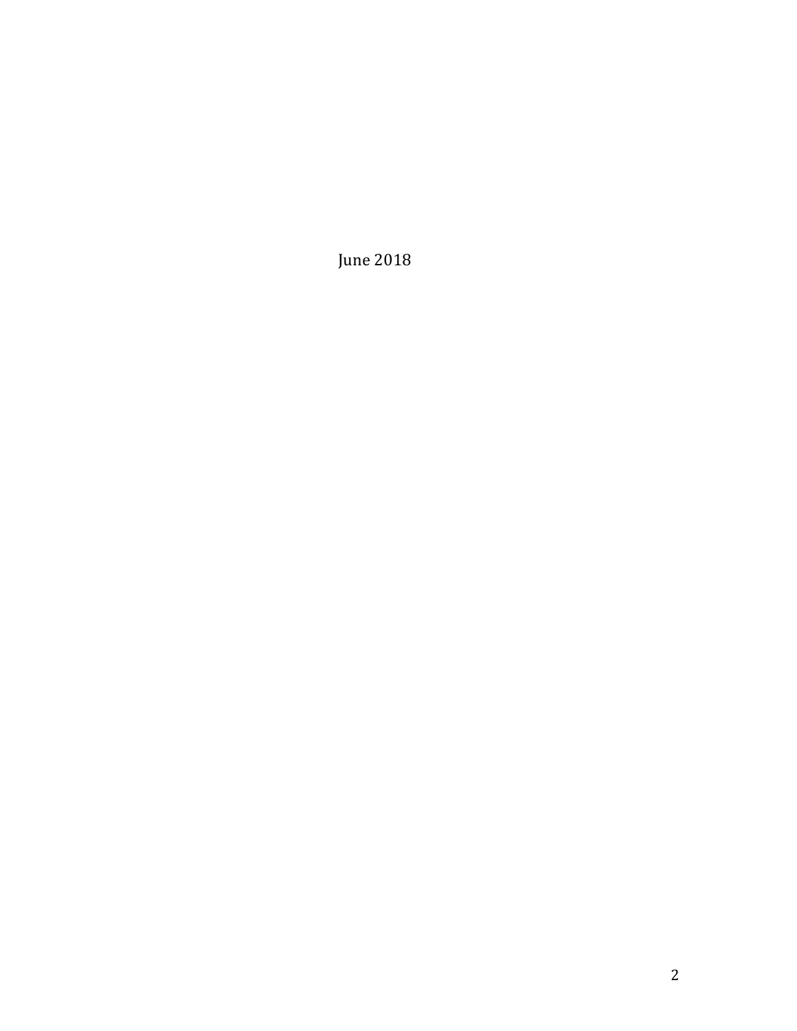June 2018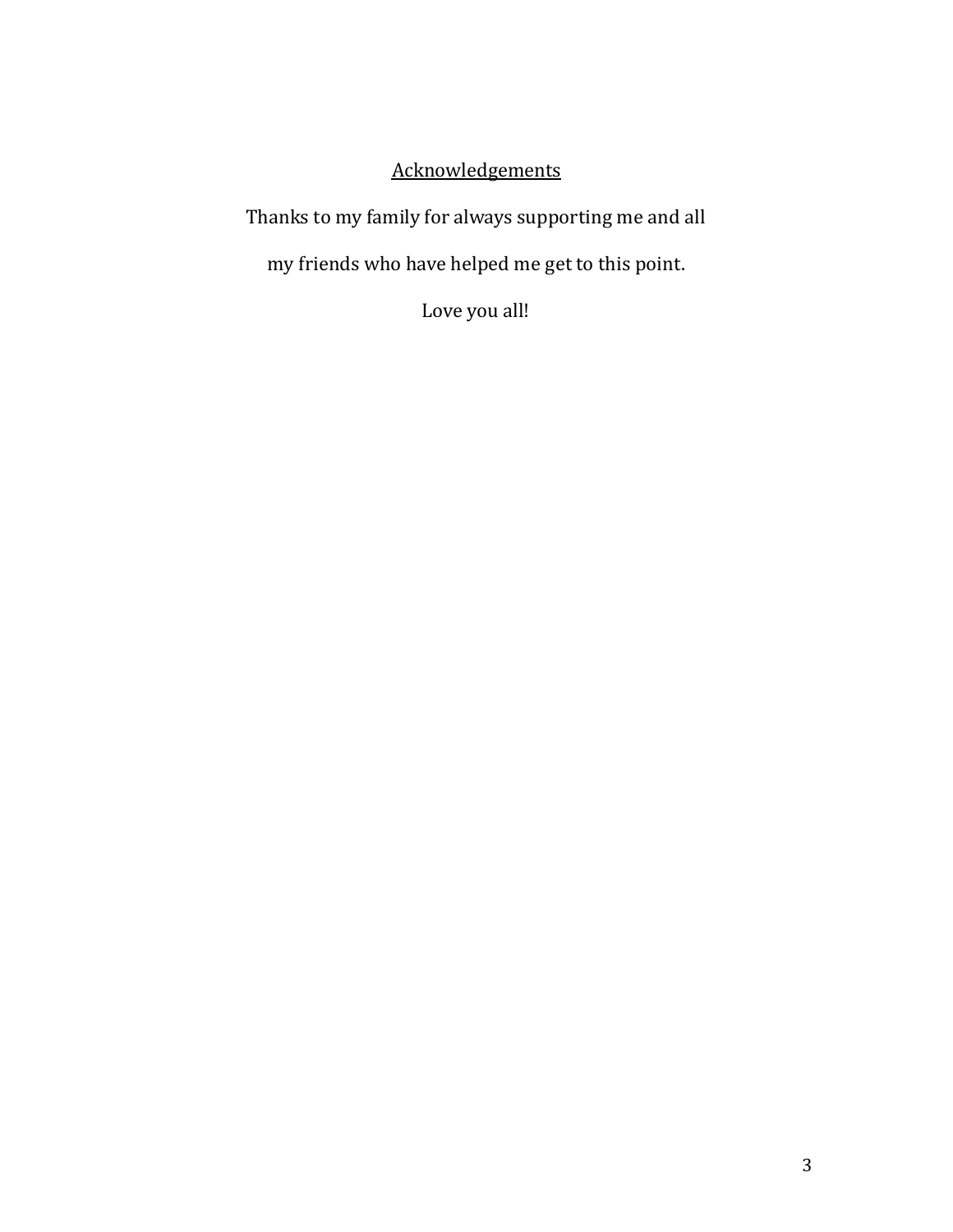## Acknowledgements

Thanks to my family for always supporting me and all my friends who have helped me get to this point.

Love you all!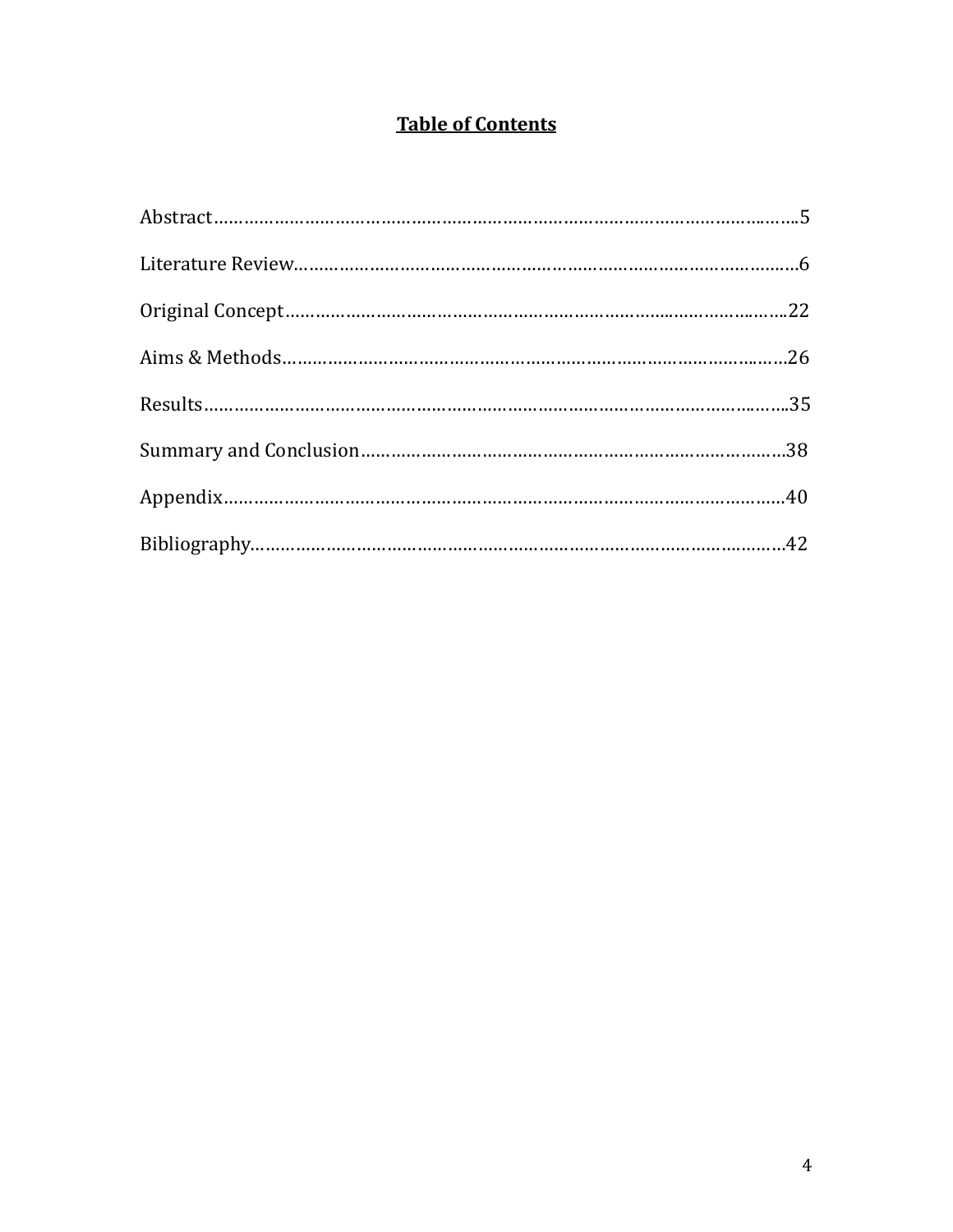# Table of Contents

Abstract……………………………………………………………………………………………….5

Literature Review………………………………………………………………………………….6

Original Concept…………………………………………………………………………………..22

Aims & Methods…………………………………………………………………………………..26

Results……………………………………………………………………………………………….35

Summary and Conclusion……………………………………………………………………..38

Appendix……………………………………………………………………………………………40

Bibliography………………………………………………………………………………………..42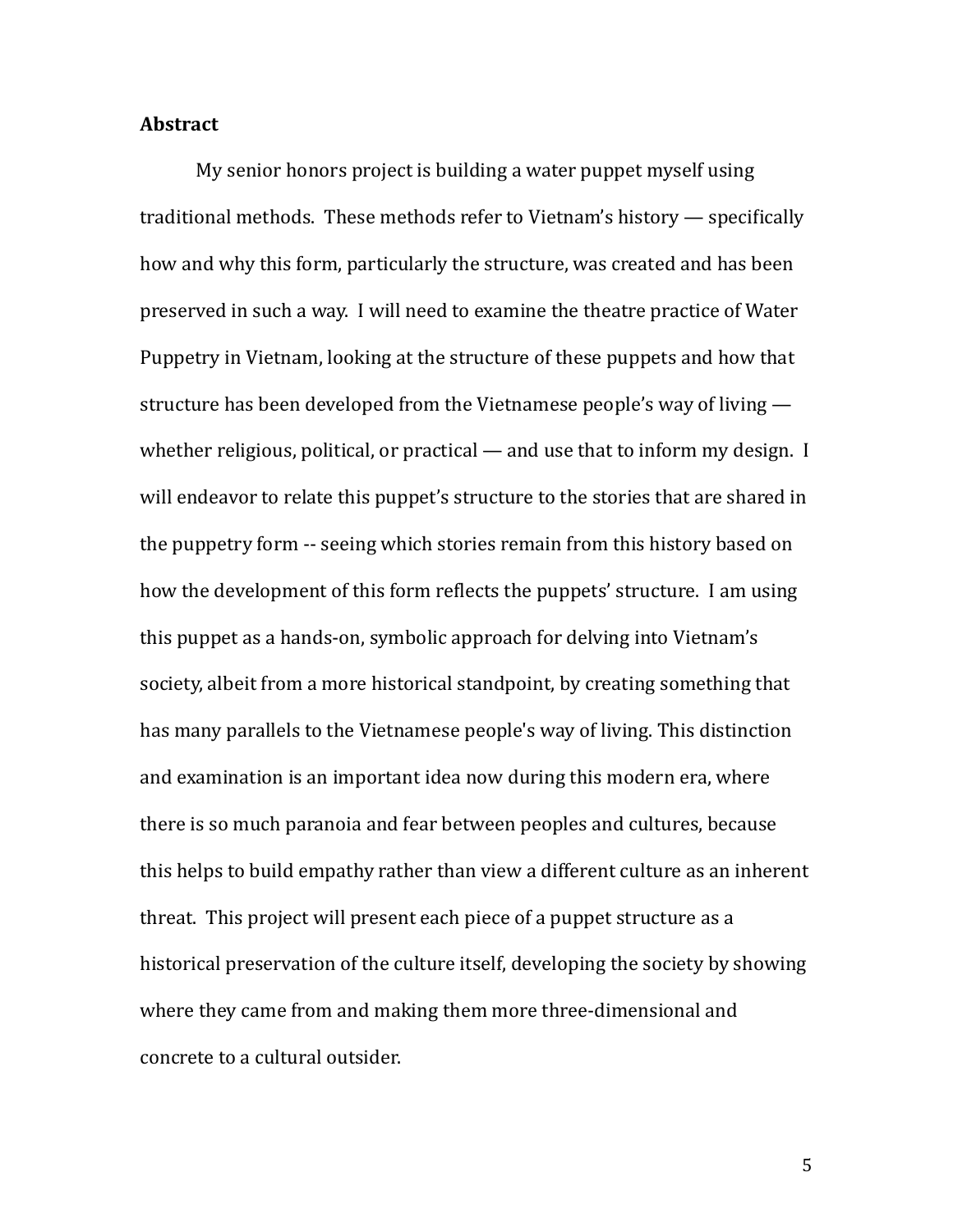**Abstract**

My senior honors project is building a water puppet myself using traditional methods. These methods refer to Vietnam's history — specifically how and why this form, particularly the structure, was created and has been preserved in such a way. I will need to examine the theatre practice of Water Puppetry in Vietnam, looking at the structure of these puppets and how that structure has been developed from the Vietnamese people's way of living — whether religious, political, or practical — and use that to inform my design. I will endeavor to relate this puppet's structure to the stories that are shared in the puppetry form -- seeing which stories remain from this history based on how the development of this form reflects the puppets' structure. I am using this puppet as a hands-on, symbolic approach for delving into Vietnam's society, albeit from a more historical standpoint, by creating something that has many parallels to the Vietnamese people's way of living. This distinction and examination is an important idea now during this modern era, where there is so much paranoia and fear between peoples and cultures, because this helps to build empathy rather than view a different culture as an inherent threat. This project will present each piece of a puppet structure as a historical preservation of the culture itself, developing the society by showing where they came from and making them more three-dimensional and concrete to a cultural outsider.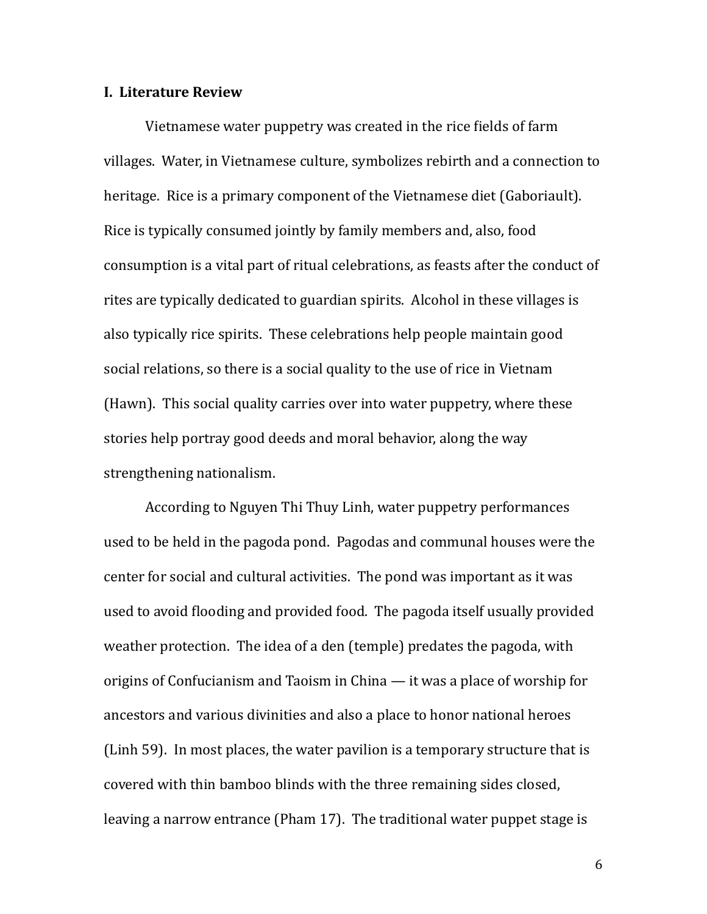## I. Literature Review

Vietnamese water puppetry was created in the rice fields of farm villages. Water, in Vietnamese culture, symbolizes rebirth and a connection to heritage. Rice is a primary component of the Vietnamese diet (Gaboriault). Rice is typically consumed jointly by family members and, also, food consumption is a vital part of ritual celebrations, as feasts after the conduct of rites are typically dedicated to guardian spirits. Alcohol in these villages is also typically rice spirits. These celebrations help people maintain good social relations, so there is a social quality to the use of rice in Vietnam (Hawn). This social quality carries over into water puppetry, where these stories help portray good deeds and moral behavior, along the way strengthening nationalism.

According to Nguyen Thi Thuy Linh, water puppetry performances used to be held in the pagoda pond. Pagodas and communal houses were the center for social and cultural activities. The pond was important as it was used to avoid flooding and provided food. The pagoda itself usually provided weather protection. The idea of a den (temple) predates the pagoda, with origins of Confucianism and Taoism in China — it was a place of worship for ancestors and various divinities and also a place to honor national heroes (Linh 59). In most places, the water pavilion is a temporary structure that is covered with thin bamboo blinds with the three remaining sides closed, leaving a narrow entrance (Pham 17). The traditional water puppet stage is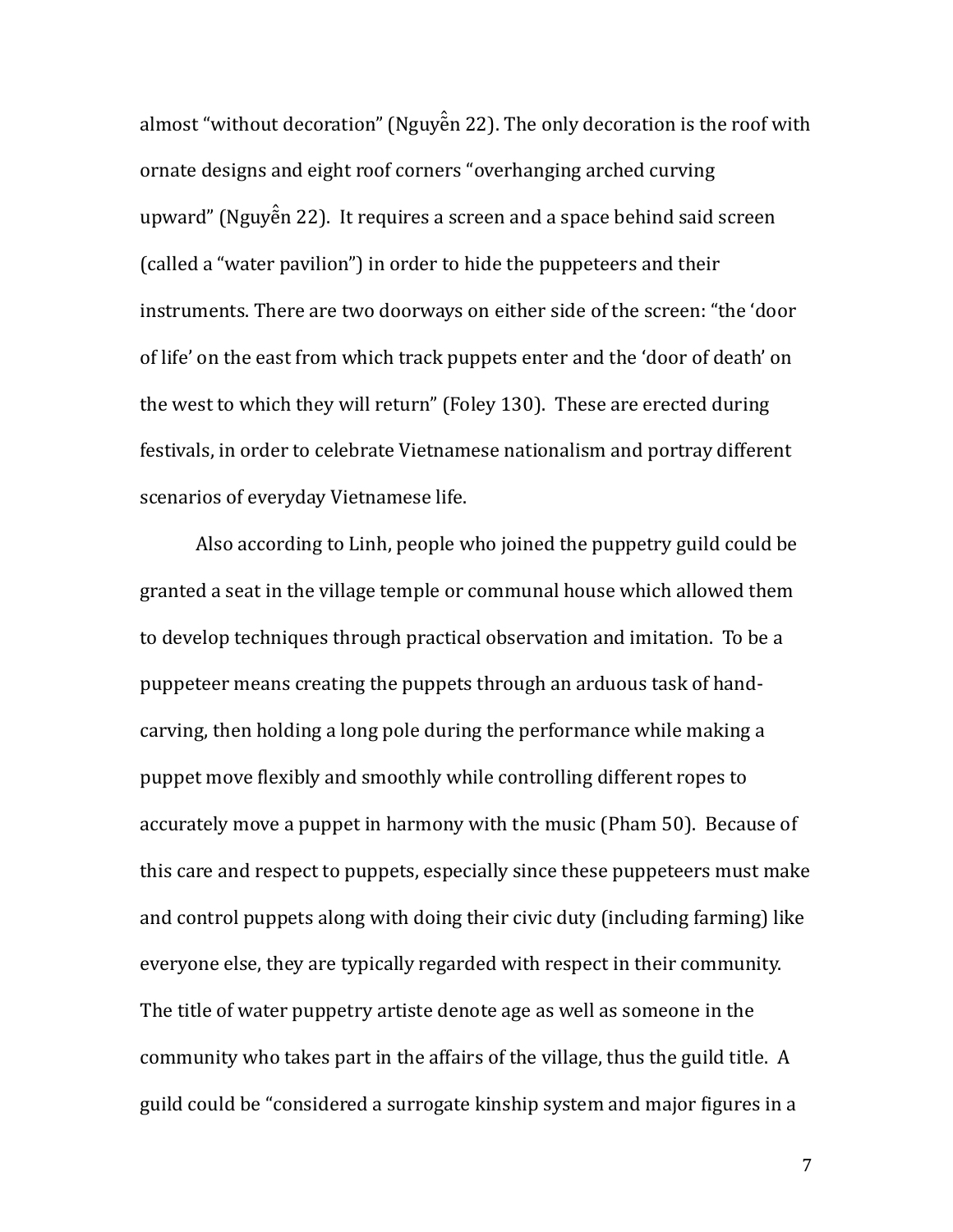almost "without decoration" (Nguyễn 22). The only decoration is the roof with ornate designs and eight roof corners "overhanging arched curving upward" (Nguyễn 22). It requires a screen and a space behind said screen (called a "water pavilion") in order to hide the puppeteers and their instruments. There are two doorways on either side of the screen: "the 'door of life' on the east from which track puppets enter and the 'door of death' on the west to which they will return" (Foley 130). These are erected during festivals, in order to celebrate Vietnamese nationalism and portray different scenarios of everyday Vietnamese life.

Also according to Linh, people who joined the puppetry guild could be granted a seat in the village temple or communal house which allowed them to develop techniques through practical observation and imitation. To be a puppeteer means creating the puppets through an arduous task of hand-carving, then holding a long pole during the performance while making a puppet move flexibly and smoothly while controlling different ropes to accurately move a puppet in harmony with the music (Pham 50). Because of this care and respect to puppets, especially since these puppeteers must make and control puppets along with doing their civic duty (including farming) like everyone else, they are typically regarded with respect in their community. The title of water puppetry artiste denote age as well as someone in the community who takes part in the affairs of the village, thus the guild title. A guild could be "considered a surrogate kinship system and major figures in a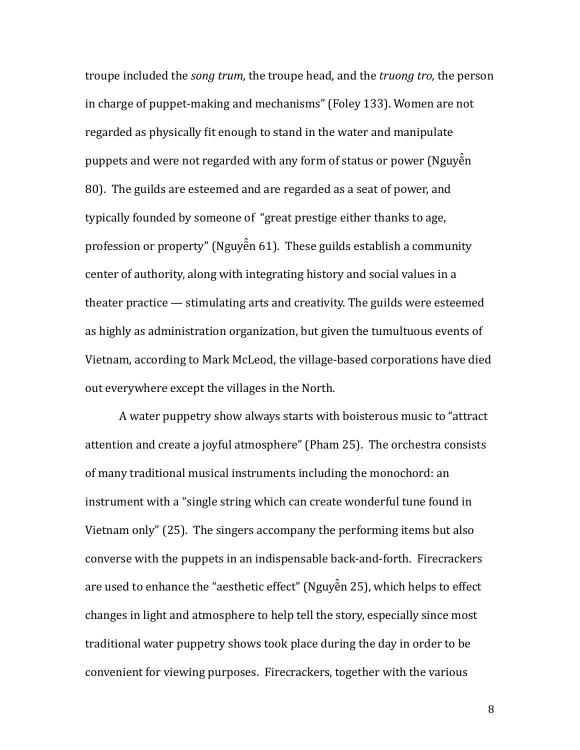troupe included the *song trum,* the troupe head, and the *truong tro,* the person in charge of puppet-making and mechanisms" (Foley 133). Women are not regarded as physically fit enough to stand in the water and manipulate puppets and were not regarded with any form of status or power (Nguyễn 80). The guilds are esteemed and are regarded as a seat of power, and typically founded by someone of "great prestige either thanks to age, profession or property" (Nguyễn 61). These guilds establish a community center of authority, along with integrating history and social values in a theater practice — stimulating arts and creativity. The guilds were esteemed as highly as administration organization, but given the tumultuous events of Vietnam, according to Mark McLeod, the village-based corporations have died out everywhere except the villages in the North.

A water puppetry show always starts with boisterous music to "attract attention and create a joyful atmosphere" (Pham 25). The orchestra consists of many traditional musical instruments including the monochord: an instrument with a "single string which can create wonderful tune found in Vietnam only" (25). The singers accompany the performing items but also converse with the puppets in an indispensable back-and-forth. Firecrackers are used to enhance the "aesthetic effect" (Nguyễn 25), which helps to effect changes in light and atmosphere to help tell the story, especially since most traditional water puppetry shows took place during the day in order to be convenient for viewing purposes. Firecrackers, together with the various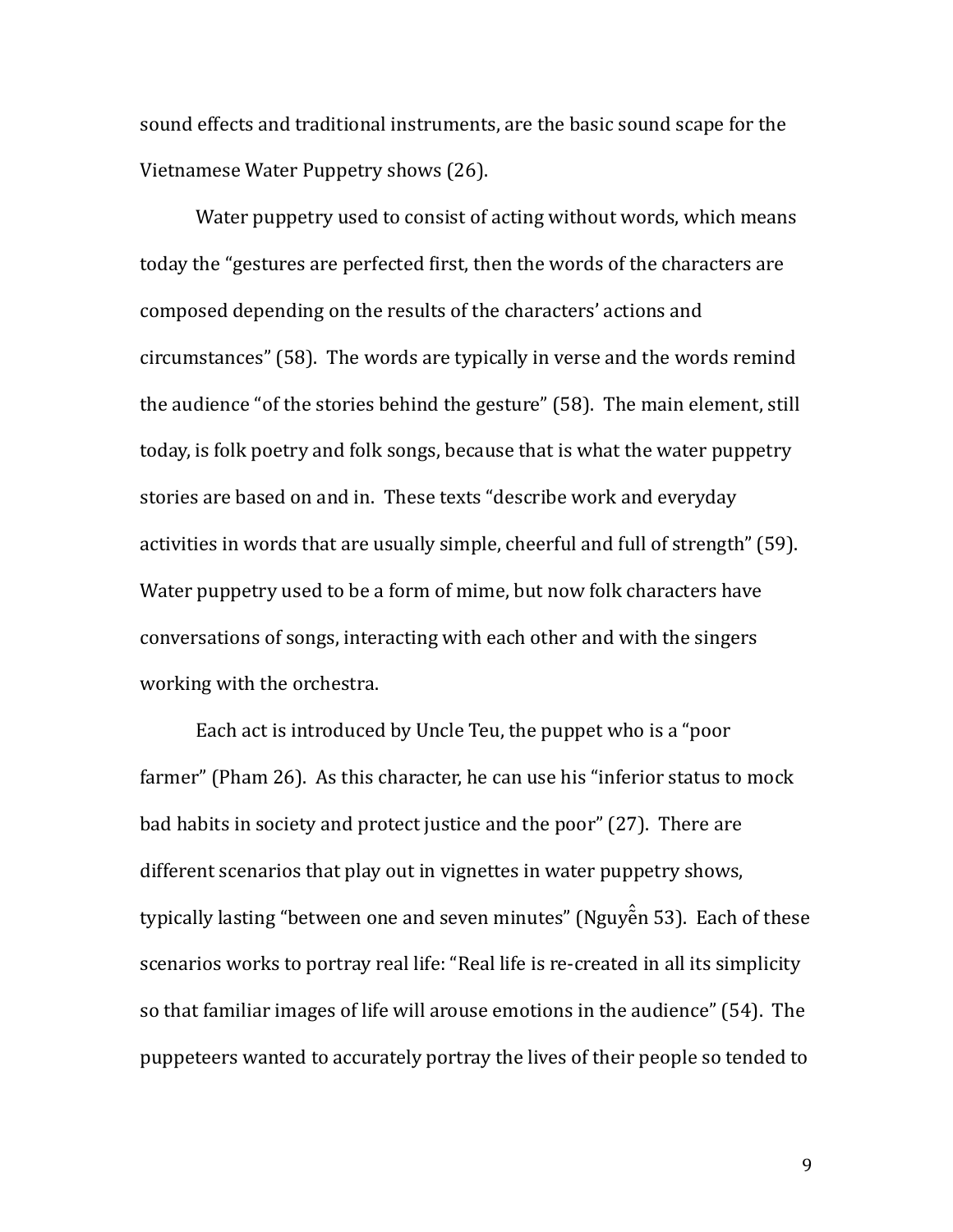sound effects and traditional instruments, are the basic sound scape for the Vietnamese Water Puppetry shows (26).

Water puppetry used to consist of acting without words, which means today the "gestures are perfected first, then the words of the characters are composed depending on the results of the characters' actions and circumstances" (58). The words are typically in verse and the words remind the audience "of the stories behind the gesture" (58). The main element, still today, is folk poetry and folk songs, because that is what the water puppetry stories are based on and in. These texts "describe work and everyday activities in words that are usually simple, cheerful and full of strength" (59). Water puppetry used to be a form of mime, but now folk characters have conversations of songs, interacting with each other and with the singers working with the orchestra.

Each act is introduced by Uncle Teu, the puppet who is a "poor farmer" (Pham 26). As this character, he can use his "inferior status to mock bad habits in society and protect justice and the poor" (27). There are different scenarios that play out in vignettes in water puppetry shows, typically lasting "between one and seven minutes" (Nguyễn 53). Each of these scenarios works to portray real life: "Real life is re-created in all its simplicity so that familiar images of life will arouse emotions in the audience" (54). The puppeteers wanted to accurately portray the lives of their people so tended to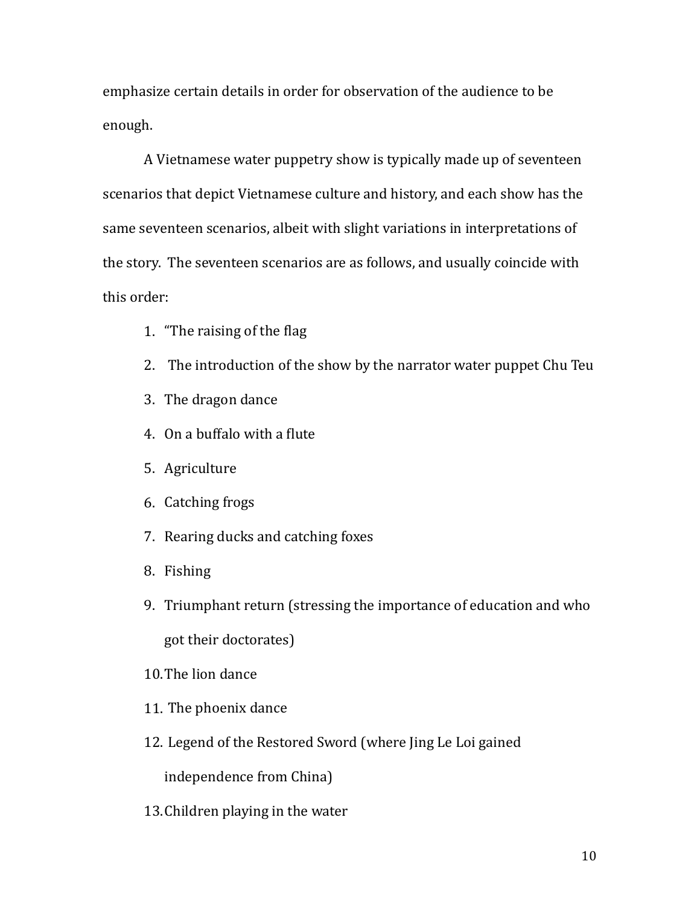emphasize certain details in order for observation of the audience to be enough.

A Vietnamese water puppetry show is typically made up of seventeen scenarios that depict Vietnamese culture and history, and each show has the same seventeen scenarios, albeit with slight variations in interpretations of the story. The seventeen scenarios are as follows, and usually coincide with this order:

1. "The raising of the flag
2. The introduction of the show by the narrator water puppet Chu Teu
3. The dragon dance
4. On a buffalo with a flute
5. Agriculture
6. Catching frogs
7. Rearing ducks and catching foxes
8. Fishing
9. Triumphant return (stressing the importance of education and who got their doctorates)
10. The lion dance
11. The phoenix dance
12. Legend of the Restored Sword (where Jing Le Loi gained independence from China)
13. Children playing in the water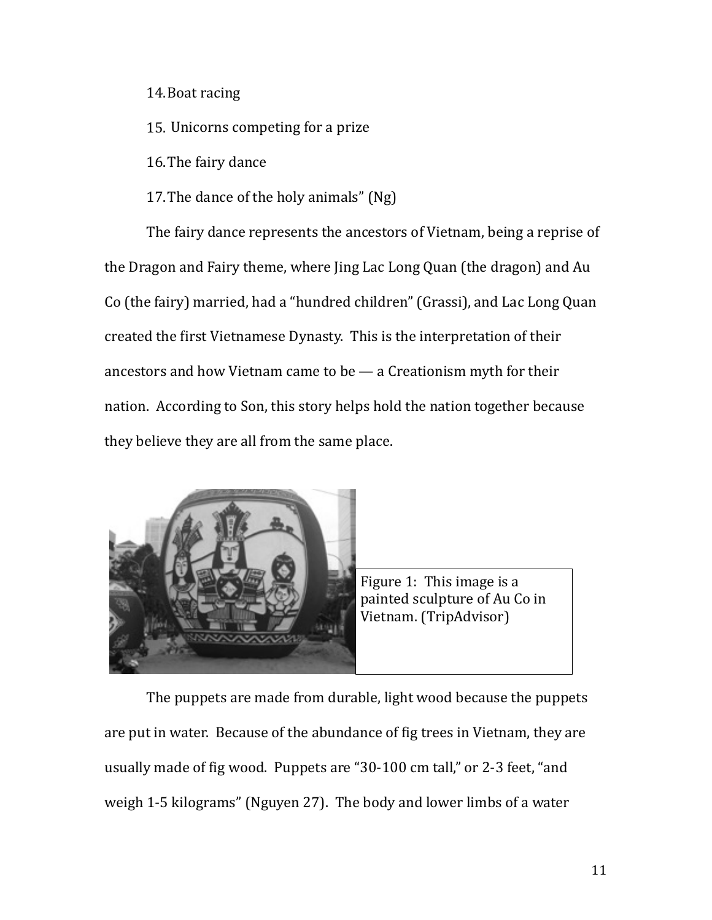14. Boat racing

15. Unicorns competing for a prize

16. The fairy dance

17. The dance of the holy animals" (Ng)

The fairy dance represents the ancestors of Vietnam, being a reprise of the Dragon and Fairy theme, where Jing Lac Long Quan (the dragon) and Au Co (the fairy) married, had a "hundred children" (Grassi), and Lac Long Quan created the first Vietnamese Dynasty. This is the interpretation of their ancestors and how Vietnam came to be — a Creationism myth for their nation. According to Son, this story helps hold the nation together because they believe they are all from the same place.

Figure 1: This image is a painted sculpture of Au Co in Vietnam. (TripAdvisor)

The puppets are made from durable, light wood because the puppets are put in water. Because of the abundance of fig trees in Vietnam, they are usually made of fig wood. Puppets are "30-100 cm tall," or 2-3 feet, "and weigh 1-5 kilograms" (Nguyen 27). The body and lower limbs of a water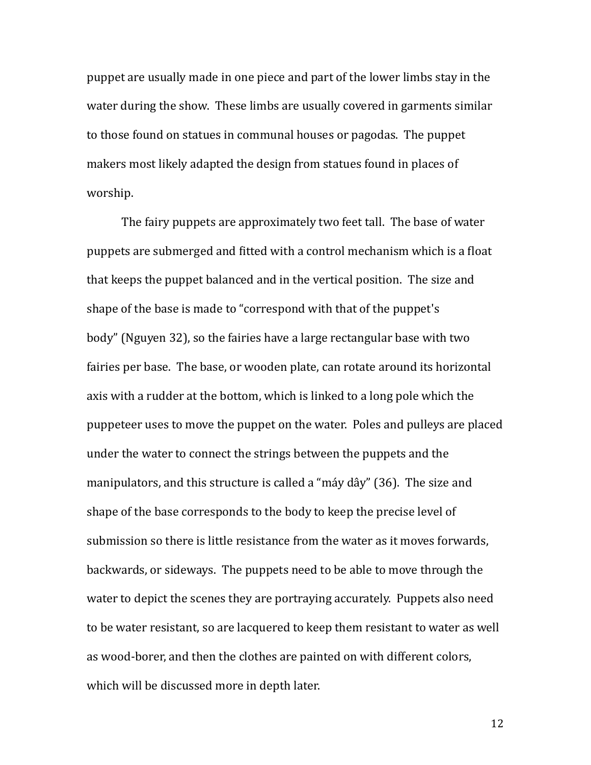puppet are usually made in one piece and part of the lower limbs stay in the water during the show. These limbs are usually covered in garments similar to those found on statues in communal houses or pagodas. The puppet makers most likely adapted the design from statues found in places of worship.

The fairy puppets are approximately two feet tall. The base of water puppets are submerged and fitted with a control mechanism which is a float that keeps the puppet balanced and in the vertical position. The size and shape of the base is made to "correspond with that of the puppet's body" (Nguyen 32), so the fairies have a large rectangular base with two fairies per base. The base, or wooden plate, can rotate around its horizontal axis with a rudder at the bottom, which is linked to a long pole which the puppeteer uses to move the puppet on the water. Poles and pulleys are placed under the water to connect the strings between the puppets and the manipulators, and this structure is called a "máy dây" (36). The size and shape of the base corresponds to the body to keep the precise level of submission so there is little resistance from the water as it moves forwards, backwards, or sideways. The puppets need to be able to move through the water to depict the scenes they are portraying accurately. Puppets also need to be water resistant, so are lacquered to keep them resistant to water as well as wood-borer, and then the clothes are painted on with different colors, which will be discussed more in depth later.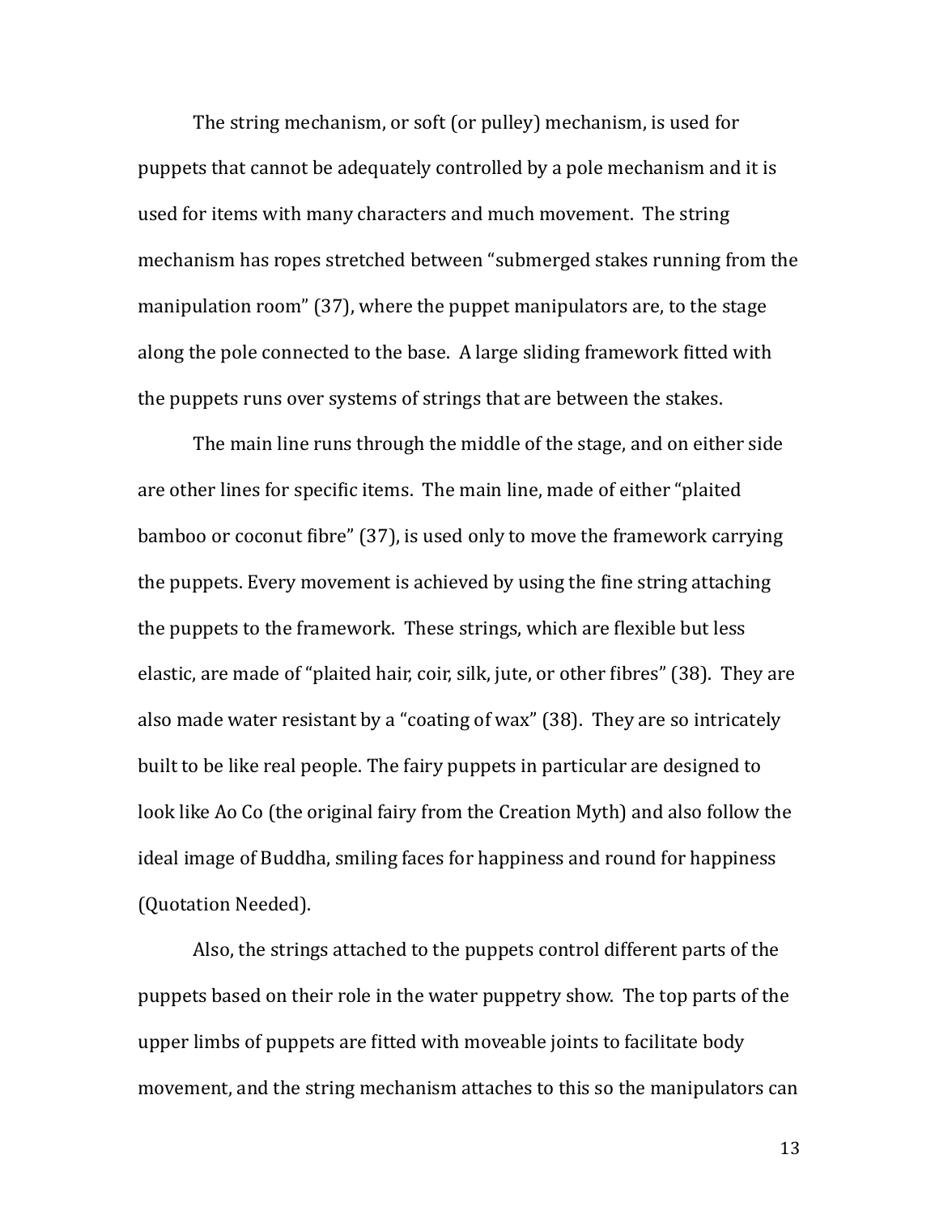The string mechanism, or soft (or pulley) mechanism, is used for puppets that cannot be adequately controlled by a pole mechanism and it is used for items with many characters and much movement. The string mechanism has ropes stretched between "submerged stakes running from the manipulation room" (37), where the puppet manipulators are, to the stage along the pole connected to the base. A large sliding framework fitted with the puppets runs over systems of strings that are between the stakes.

The main line runs through the middle of the stage, and on either side are other lines for specific items. The main line, made of either "plaited bamboo or coconut fibre" (37), is used only to move the framework carrying the puppets. Every movement is achieved by using the fine string attaching the puppets to the framework. These strings, which are flexible but less elastic, are made of "plaited hair, coir, silk, jute, or other fibres" (38). They are also made water resistant by a "coating of wax" (38). They are so intricately built to be like real people. The fairy puppets in particular are designed to look like Ao Co (the original fairy from the Creation Myth) and also follow the ideal image of Buddha, smiling faces for happiness and round for happiness (Quotation Needed).

Also, the strings attached to the puppets control different parts of the puppets based on their role in the water puppetry show. The top parts of the upper limbs of puppets are fitted with moveable joints to facilitate body movement, and the string mechanism attaches to this so the manipulators can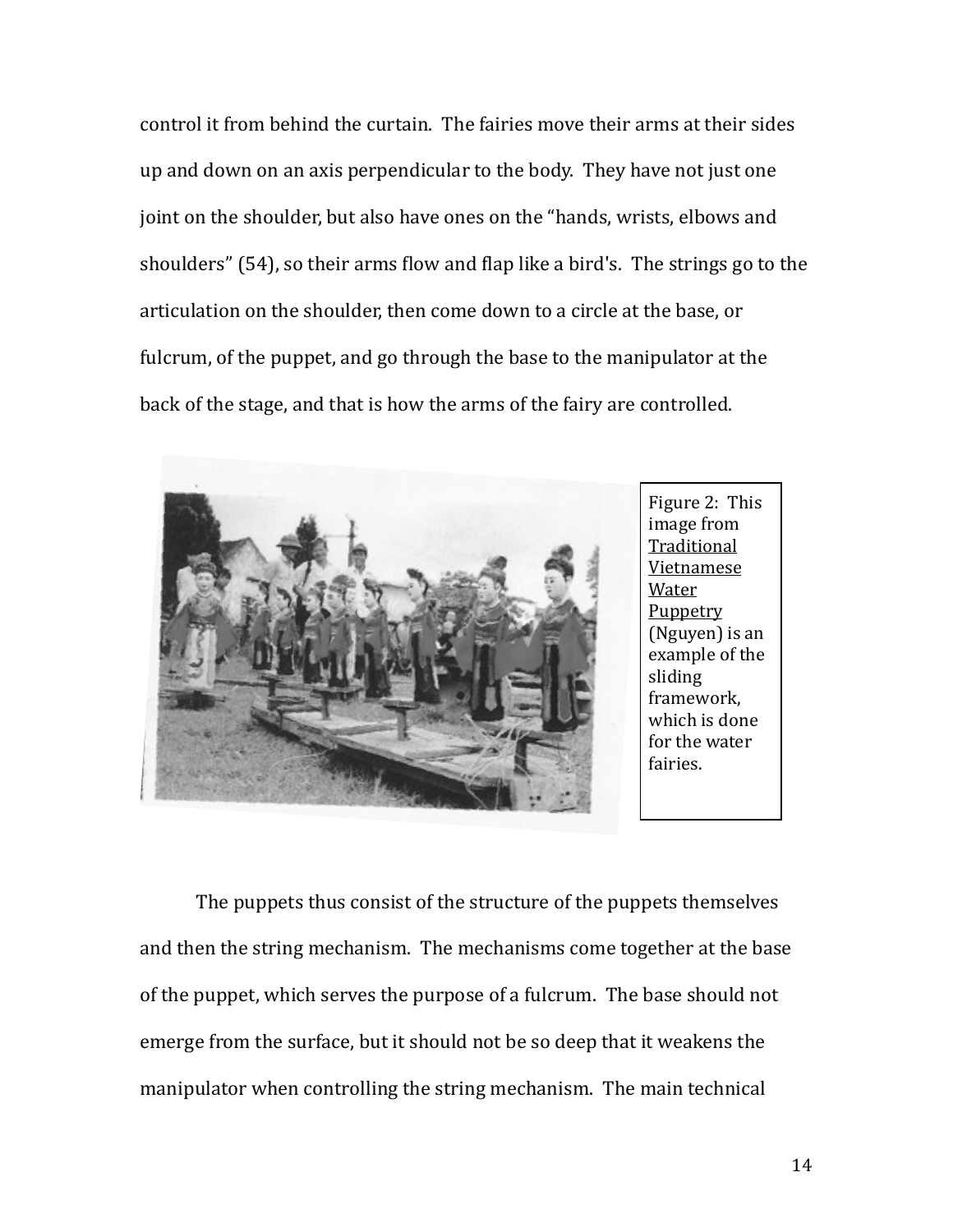control it from behind the curtain. The fairies move their arms at their sides up and down on an axis perpendicular to the body. They have not just one joint on the shoulder, but also have ones on the "hands, wrists, elbows and shoulders" (54), so their arms flow and flap like a bird's. The strings go to the articulation on the shoulder, then come down to a circle at the base, or fulcrum, of the puppet, and go through the base to the manipulator at the back of the stage, and that is how the arms of the fairy are controlled.

Figure 2: This image from Traditional Vietnamese Water Puppetry (Nguyen) is an example of the sliding framework, which is done for the water fairies.

The puppets thus consist of the structure of the puppets themselves and then the string mechanism. The mechanisms come together at the base of the puppet, which serves the purpose of a fulcrum. The base should not emerge from the surface, but it should not be so deep that it weakens the manipulator when controlling the string mechanism. The main technical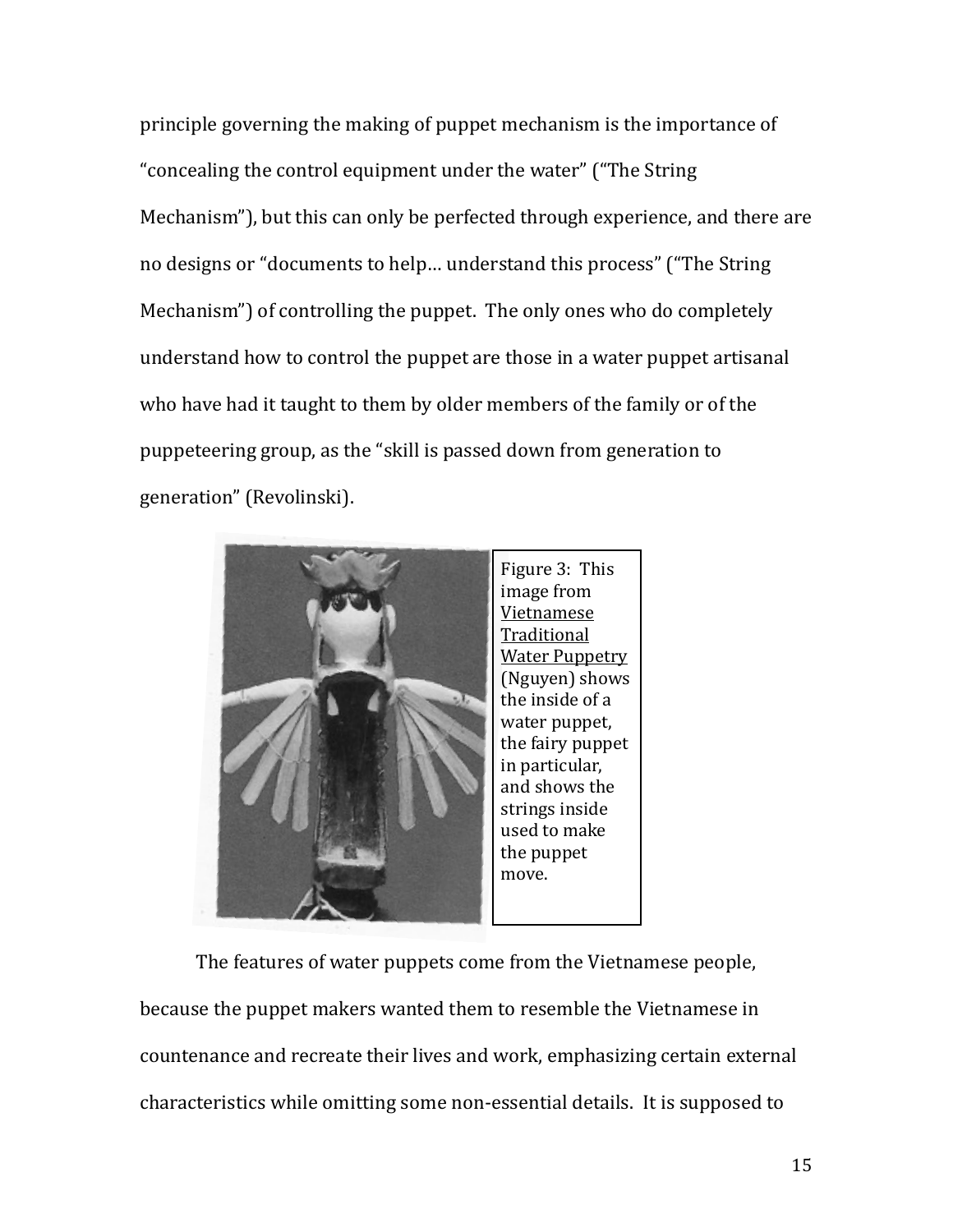principle governing the making of puppet mechanism is the importance of "concealing the control equipment under the water" ("The String Mechanism"), but this can only be perfected through experience, and there are no designs or "documents to help… understand this process" ("The String Mechanism") of controlling the puppet. The only ones who do completely understand how to control the puppet are those in a water puppet artisanal who have had it taught to them by older members of the family or of the puppeteering group, as the "skill is passed down from generation to generation" (Revolinski).

Figure 3: This image from Vietnamese Traditional Water Puppetry (Nguyen) shows the inside of a water puppet, the fairy puppet in particular, and shows the strings inside used to make the puppet move.

The features of water puppets come from the Vietnamese people, because the puppet makers wanted them to resemble the Vietnamese in countenance and recreate their lives and work, emphasizing certain external characteristics while omitting some non-essential details. It is supposed to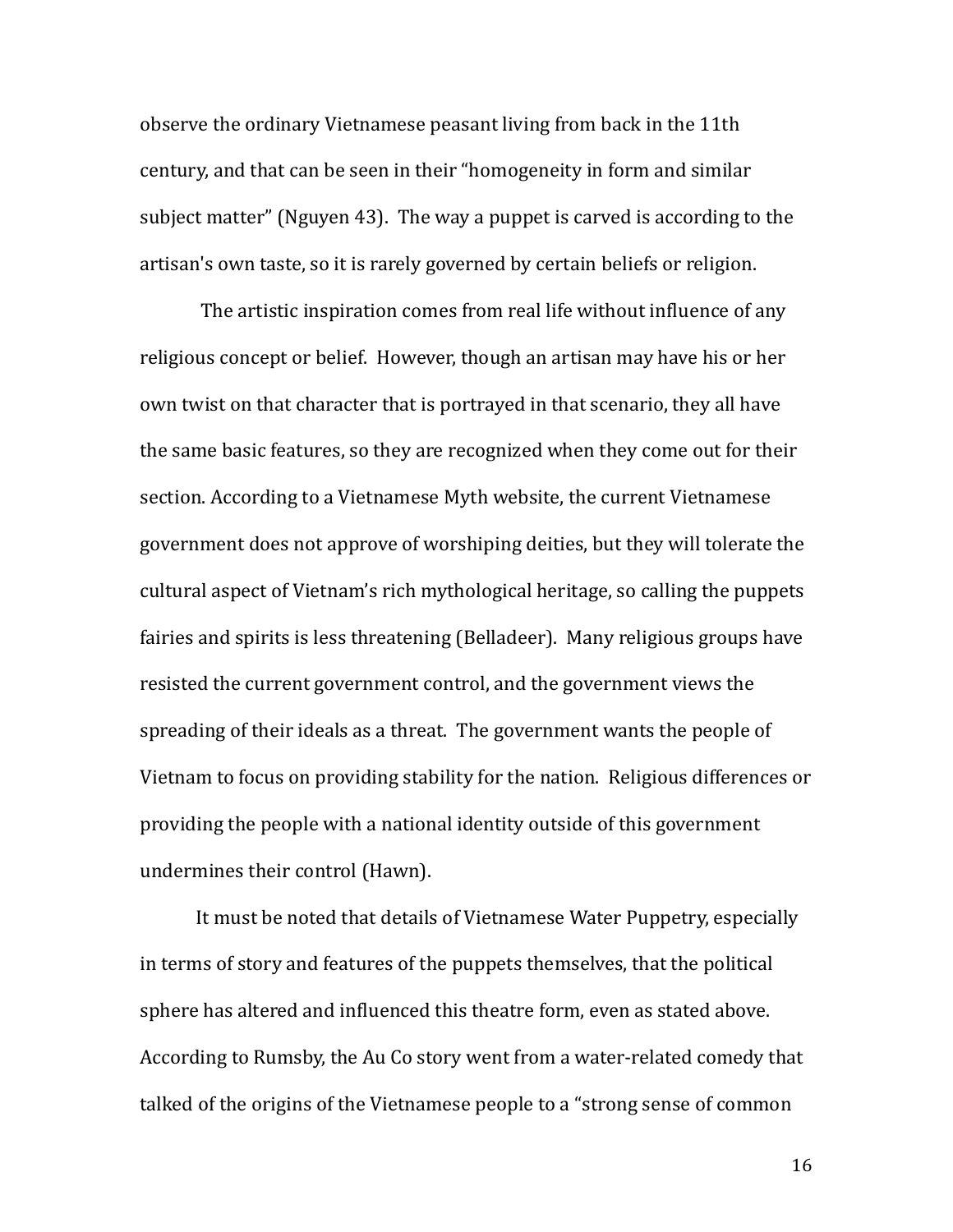observe the ordinary Vietnamese peasant living from back in the 11th century, and that can be seen in their “homogeneity in form and similar subject matter” (Nguyen 43). The way a puppet is carved is according to the artisan's own taste, so it is rarely governed by certain beliefs or religion.

The artistic inspiration comes from real life without influence of any religious concept or belief. However, though an artisan may have his or her own twist on that character that is portrayed in that scenario, they all have the same basic features, so they are recognized when they come out for their section. According to a Vietnamese Myth website, the current Vietnamese government does not approve of worshiping deities, but they will tolerate the cultural aspect of Vietnam’s rich mythological heritage, so calling the puppets fairies and spirits is less threatening (Belladeer). Many religious groups have resisted the current government control, and the government views the spreading of their ideals as a threat. The government wants the people of Vietnam to focus on providing stability for the nation. Religious differences or providing the people with a national identity outside of this government undermines their control (Hawn).

It must be noted that details of Vietnamese Water Puppetry, especially in terms of story and features of the puppets themselves, that the political sphere has altered and influenced this theatre form, even as stated above. According to Rumsby, the Au Co story went from a water-related comedy that talked of the origins of the Vietnamese people to a “strong sense of common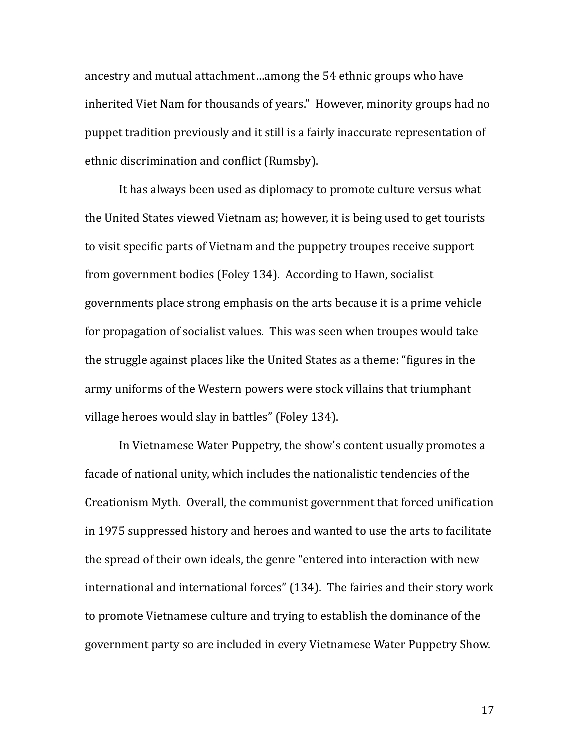ancestry and mutual attachment…among the 54 ethnic groups who have inherited Viet Nam for thousands of years." However, minority groups had no puppet tradition previously and it still is a fairly inaccurate representation of ethnic discrimination and conflict (Rumsby).

It has always been used as diplomacy to promote culture versus what the United States viewed Vietnam as; however, it is being used to get tourists to visit specific parts of Vietnam and the puppetry troupes receive support from government bodies (Foley 134). According to Hawn, socialist governments place strong emphasis on the arts because it is a prime vehicle for propagation of socialist values. This was seen when troupes would take the struggle against places like the United States as a theme: "figures in the army uniforms of the Western powers were stock villains that triumphant village heroes would slay in battles" (Foley 134).

In Vietnamese Water Puppetry, the show's content usually promotes a facade of national unity, which includes the nationalistic tendencies of the Creationism Myth. Overall, the communist government that forced unification in 1975 suppressed history and heroes and wanted to use the arts to facilitate the spread of their own ideals, the genre "entered into interaction with new international and international forces" (134). The fairies and their story work to promote Vietnamese culture and trying to establish the dominance of the government party so are included in every Vietnamese Water Puppetry Show.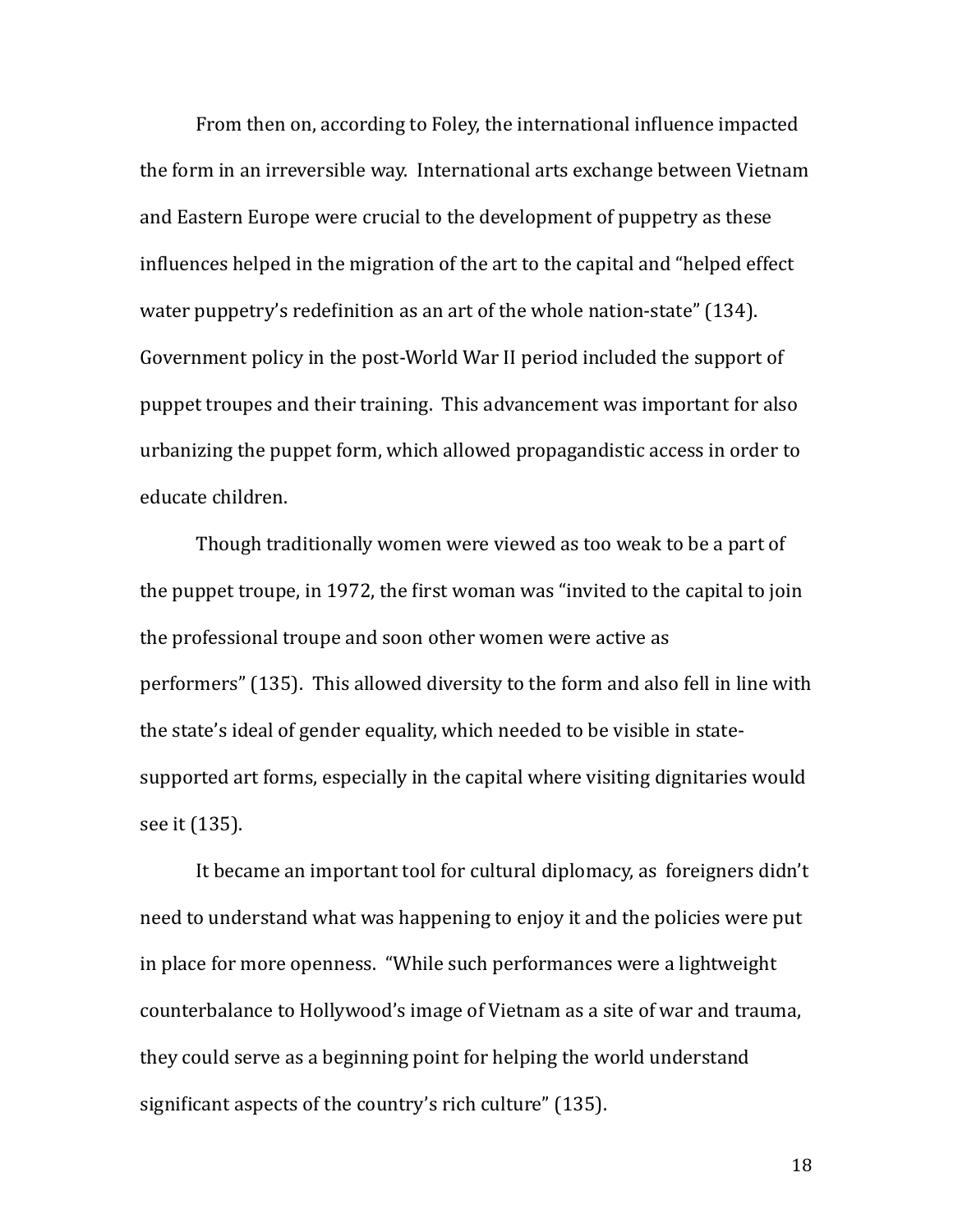From then on, according to Foley, the international influence impacted the form in an irreversible way. International arts exchange between Vietnam and Eastern Europe were crucial to the development of puppetry as these influences helped in the migration of the art to the capital and "helped effect water puppetry's redefinition as an art of the whole nation-state" (134). Government policy in the post-World War II period included the support of puppet troupes and their training. This advancement was important for also urbanizing the puppet form, which allowed propagandistic access in order to educate children.

Though traditionally women were viewed as too weak to be a part of the puppet troupe, in 1972, the first woman was "invited to the capital to join the professional troupe and soon other women were active as performers" (135). This allowed diversity to the form and also fell in line with the state's ideal of gender equality, which needed to be visible in state-supported art forms, especially in the capital where visiting dignitaries would see it (135).

It became an important tool for cultural diplomacy, as foreigners didn't need to understand what was happening to enjoy it and the policies were put in place for more openness. "While such performances were a lightweight counterbalance to Hollywood's image of Vietnam as a site of war and trauma, they could serve as a beginning point for helping the world understand significant aspects of the country's rich culture" (135).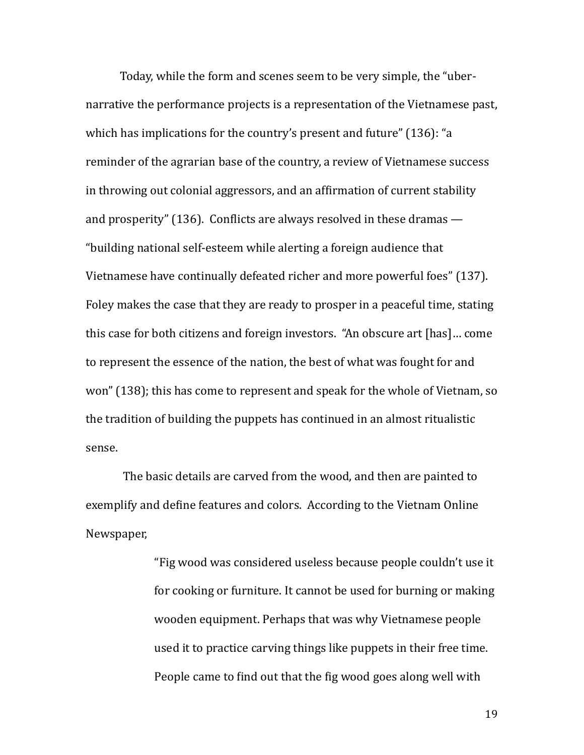Today, while the form and scenes seem to be very simple, the "uber-narrative the performance projects is a representation of the Vietnamese past, which has implications for the country's present and future" (136): "a reminder of the agrarian base of the country, a review of Vietnamese success in throwing out colonial aggressors, and an affirmation of current stability and prosperity" (136). Conflicts are always resolved in these dramas — "building national self-esteem while alerting a foreign audience that Vietnamese have continually defeated richer and more powerful foes" (137). Foley makes the case that they are ready to prosper in a peaceful time, stating this case for both citizens and foreign investors. "An obscure art [has]… come to represent the essence of the nation, the best of what was fought for and won" (138); this has come to represent and speak for the whole of Vietnam, so the tradition of building the puppets has continued in an almost ritualistic sense.

The basic details are carved from the wood, and then are painted to exemplify and define features and colors. According to the Vietnam Online Newspaper,

> "Fig wood was considered useless because people couldn't use it for cooking or furniture. It cannot be used for burning or making wooden equipment. Perhaps that was why Vietnamese people used it to practice carving things like puppets in their free time. People came to find out that the fig wood goes along well with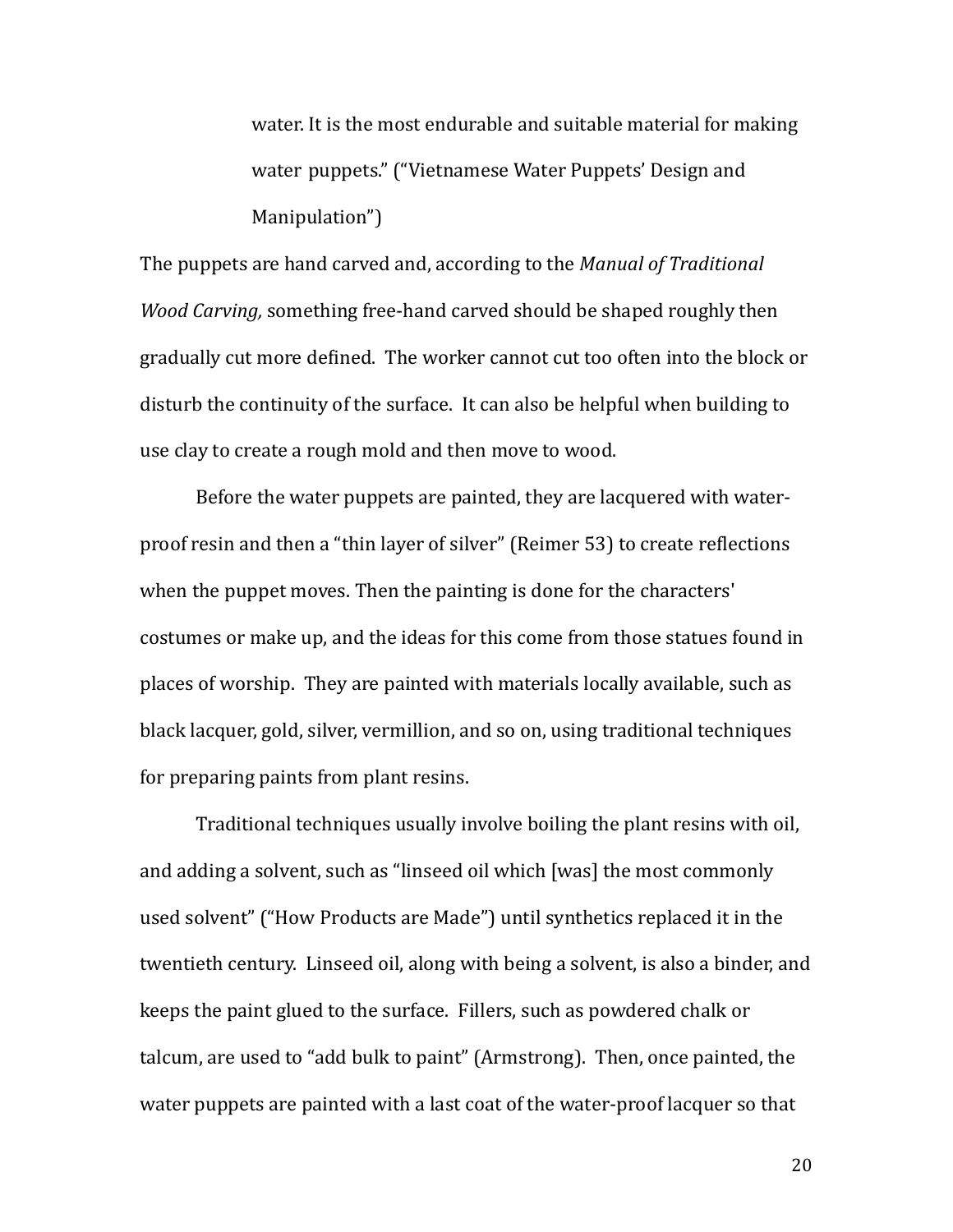> water. It is the most endurable and suitable material for making water puppets." ("Vietnamese Water Puppets' Design and Manipulation")

The puppets are hand carved and, according to the *Manual of Traditional Wood Carving,* something free-hand carved should be shaped roughly then gradually cut more defined. The worker cannot cut too often into the block or disturb the continuity of the surface. It can also be helpful when building to use clay to create a rough mold and then move to wood.

Before the water puppets are painted, they are lacquered with water-proof resin and then a "thin layer of silver" (Reimer 53) to create reflections when the puppet moves. Then the painting is done for the characters' costumes or make up, and the ideas for this come from those statues found in places of worship. They are painted with materials locally available, such as black lacquer, gold, silver, vermillion, and so on, using traditional techniques for preparing paints from plant resins.

Traditional techniques usually involve boiling the plant resins with oil, and adding a solvent, such as "linseed oil which [was] the most commonly used solvent" ("How Products are Made") until synthetics replaced it in the twentieth century. Linseed oil, along with being a solvent, is also a binder, and keeps the paint glued to the surface. Fillers, such as powdered chalk or talcum, are used to "add bulk to paint" (Armstrong). Then, once painted, the water puppets are painted with a last coat of the water-proof lacquer so that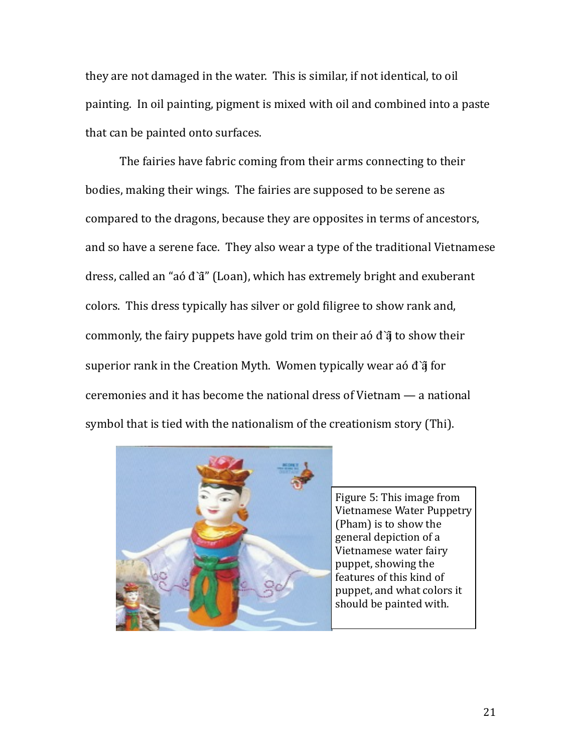they are not damaged in the water. This is similar, if not identical, to oil painting. In oil painting, pigment is mixed with oil and combined into a paste that can be painted onto surfaces.

The fairies have fabric coming from their arms connecting to their bodies, making their wings. The fairies are supposed to be serene as compared to the dragons, because they are opposites in terms of ancestors, and so have a serene face. They also wear a type of the traditional Vietnamese dress, called an "aó đ`ã" (Loan), which has extremely bright and exuberant colors. This dress typically has silver or gold filigree to show rank and, commonly, the fairy puppets have gold trim on their aó đ`ã to show their superior rank in the Creation Myth. Women typically wear aó đ`ã for ceremonies and it has become the national dress of Vietnam — a national symbol that is tied with the nationalism of the creationism story (Thi).

Figure 5: This image from Vietnamese Water Puppetry (Pham) is to show the general depiction of a Vietnamese water fairy puppet, showing the features of this kind of puppet, and what colors it should be painted with.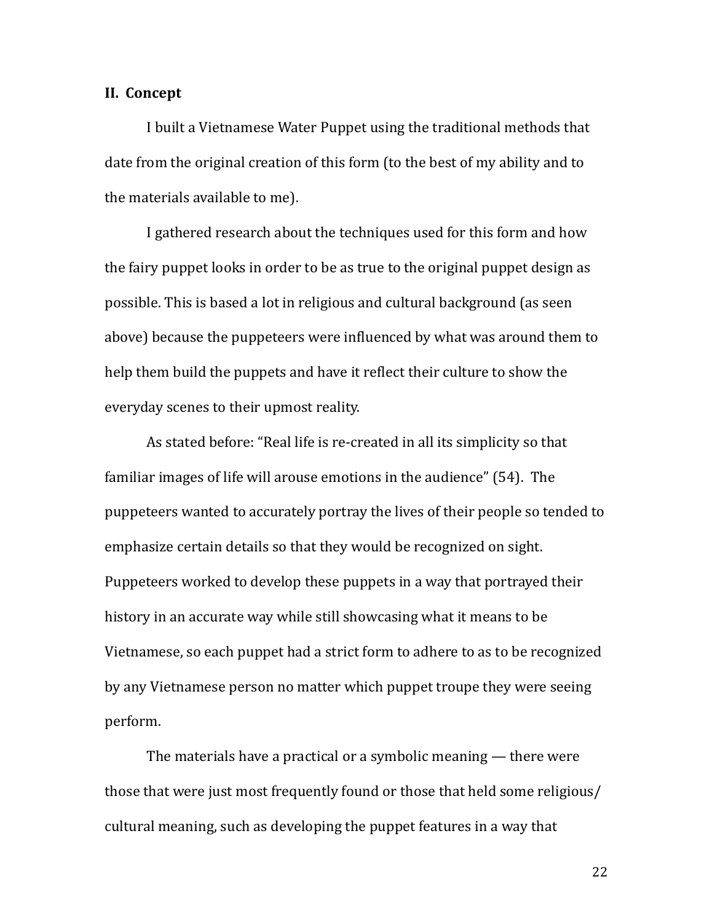## II. Concept

I built a Vietnamese Water Puppet using the traditional methods that date from the original creation of this form (to the best of my ability and to the materials available to me).

I gathered research about the techniques used for this form and how the fairy puppet looks in order to be as true to the original puppet design as possible. This is based a lot in religious and cultural background (as seen above) because the puppeteers were influenced by what was around them to help them build the puppets and have it reflect their culture to show the everyday scenes to their upmost reality.

As stated before: "Real life is re-created in all its simplicity so that familiar images of life will arouse emotions in the audience" (54). The puppeteers wanted to accurately portray the lives of their people so tended to emphasize certain details so that they would be recognized on sight. Puppeteers worked to develop these puppets in a way that portrayed their history in an accurate way while still showcasing what it means to be Vietnamese, so each puppet had a strict form to adhere to as to be recognized by any Vietnamese person no matter which puppet troupe they were seeing perform.

The materials have a practical or a symbolic meaning — there were those that were just most frequently found or those that held some religious/ cultural meaning, such as developing the puppet features in a way that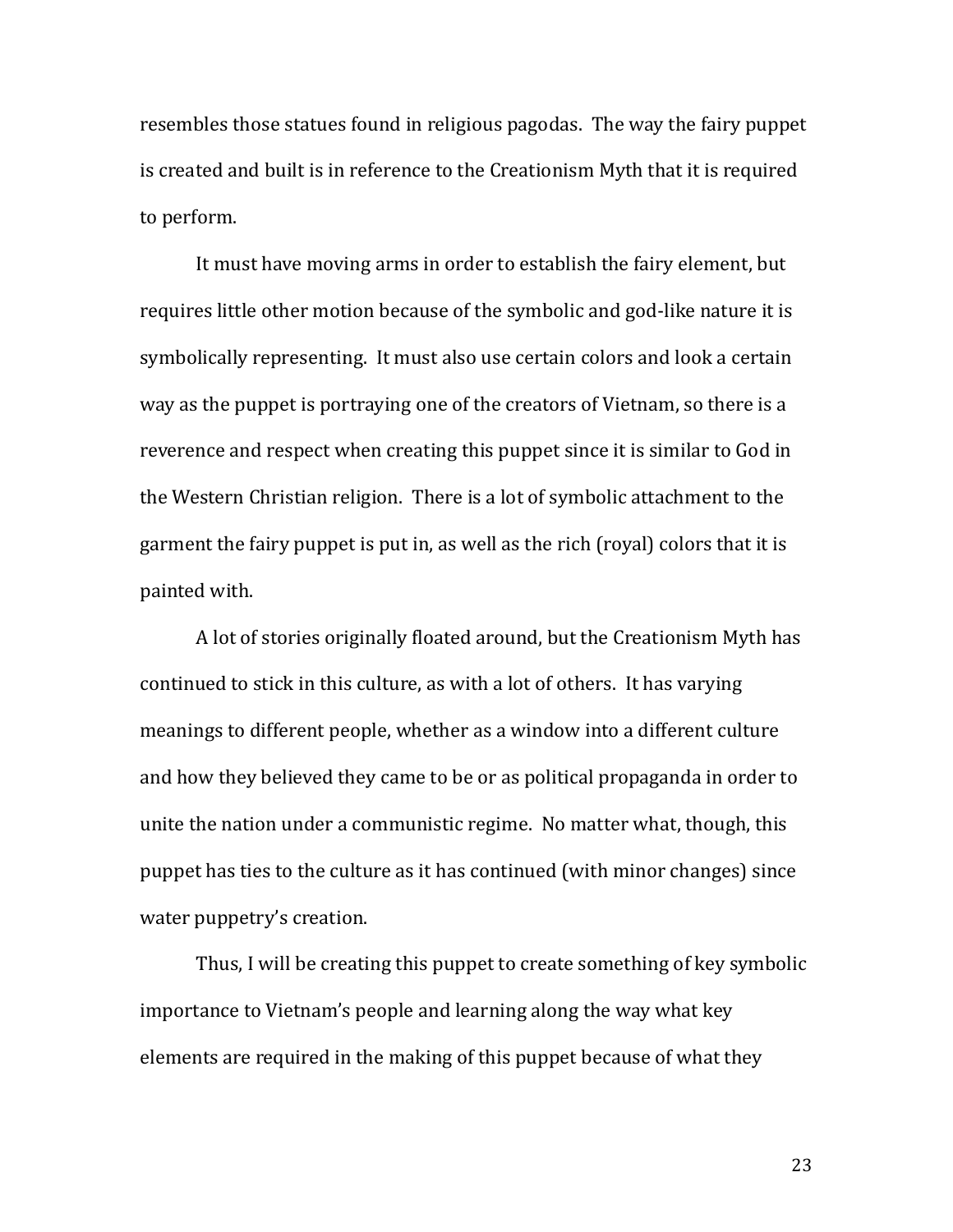resembles those statues found in religious pagodas. The way the fairy puppet is created and built is in reference to the Creationism Myth that it is required to perform.

It must have moving arms in order to establish the fairy element, but requires little other motion because of the symbolic and god-like nature it is symbolically representing. It must also use certain colors and look a certain way as the puppet is portraying one of the creators of Vietnam, so there is a reverence and respect when creating this puppet since it is similar to God in the Western Christian religion. There is a lot of symbolic attachment to the garment the fairy puppet is put in, as well as the rich (royal) colors that it is painted with.

A lot of stories originally floated around, but the Creationism Myth has continued to stick in this culture, as with a lot of others. It has varying meanings to different people, whether as a window into a different culture and how they believed they came to be or as political propaganda in order to unite the nation under a communistic regime. No matter what, though, this puppet has ties to the culture as it has continued (with minor changes) since water puppetry's creation.

Thus, I will be creating this puppet to create something of key symbolic importance to Vietnam's people and learning along the way what key elements are required in the making of this puppet because of what they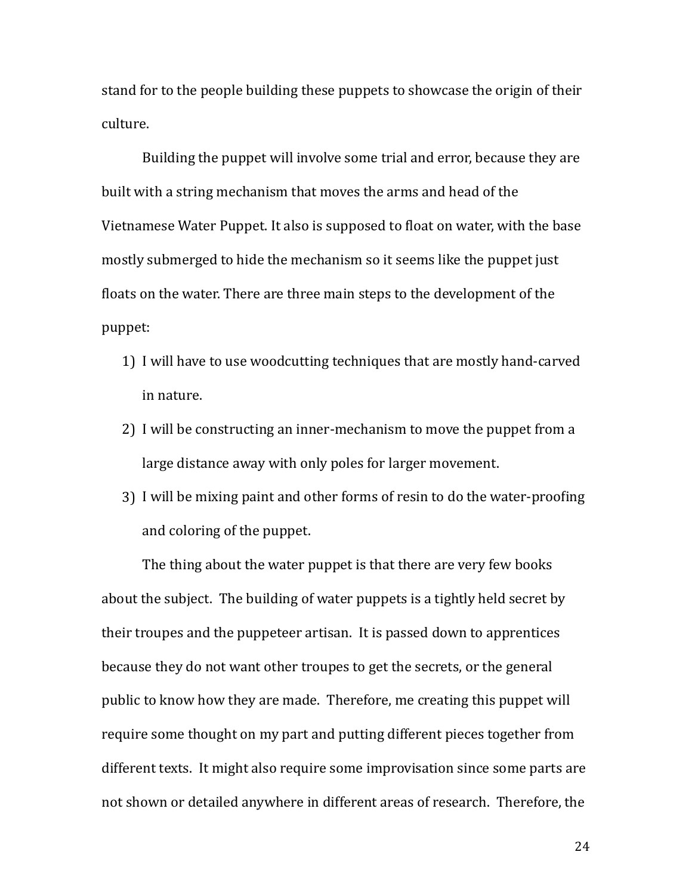stand for to the people building these puppets to showcase the origin of their culture.

Building the puppet will involve some trial and error, because they are built with a string mechanism that moves the arms and head of the Vietnamese Water Puppet. It also is supposed to float on water, with the base mostly submerged to hide the mechanism so it seems like the puppet just floats on the water. There are three main steps to the development of the puppet:

1) I will have to use woodcutting techniques that are mostly hand-carved in nature.
2) I will be constructing an inner-mechanism to move the puppet from a large distance away with only poles for larger movement.
3) I will be mixing paint and other forms of resin to do the water-proofing and coloring of the puppet.

The thing about the water puppet is that there are very few books about the subject. The building of water puppets is a tightly held secret by their troupes and the puppeteer artisan. It is passed down to apprentices because they do not want other troupes to get the secrets, or the general public to know how they are made. Therefore, me creating this puppet will require some thought on my part and putting different pieces together from different texts. It might also require some improvisation since some parts are not shown or detailed anywhere in different areas of research. Therefore, the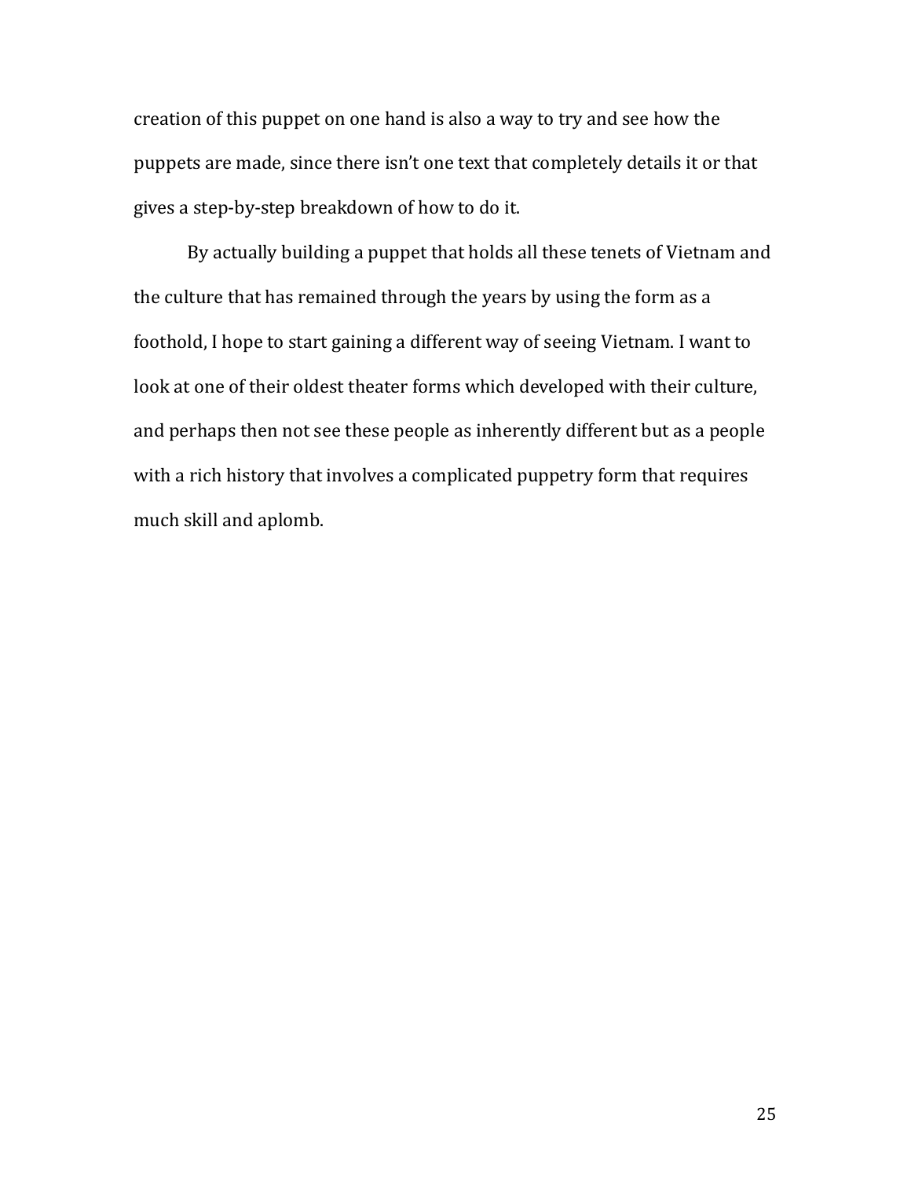creation of this puppet on one hand is also a way to try and see how the puppets are made, since there isn't one text that completely details it or that gives a step-by-step breakdown of how to do it.

By actually building a puppet that holds all these tenets of Vietnam and the culture that has remained through the years by using the form as a foothold, I hope to start gaining a different way of seeing Vietnam. I want to look at one of their oldest theater forms which developed with their culture, and perhaps then not see these people as inherently different but as a people with a rich history that involves a complicated puppetry form that requires much skill and aplomb.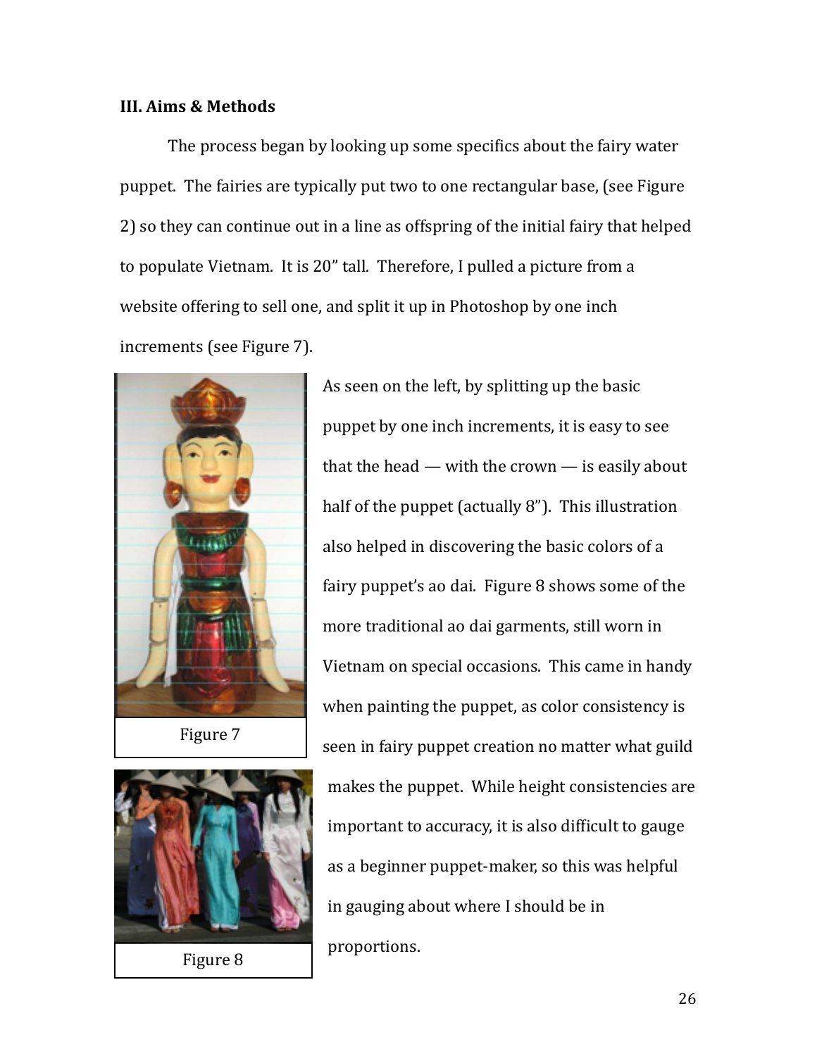### III. Aims & Methods

The process began by looking up some specifics about the fairy water puppet. The fairies are typically put two to one rectangular base, (see Figure 2) so they can continue out in a line as offspring of the initial fairy that helped to populate Vietnam. It is 20" tall. Therefore, I pulled a picture from a website offering to sell one, and split it up in Photoshop by one inch increments (see Figure 7).

Figure 7

Figure 8

As seen on the left, by splitting up the basic puppet by one inch increments, it is easy to see that the head — with the crown — is easily about half of the puppet (actually 8"). This illustration also helped in discovering the basic colors of a fairy puppet's ao dai. Figure 8 shows some of the more traditional ao dai garments, still worn in Vietnam on special occasions. This came in handy when painting the puppet, as color consistency is seen in fairy puppet creation no matter what guild makes the puppet. While height consistencies are important to accuracy, it is also difficult to gauge as a beginner puppet-maker, so this was helpful in gauging about where I should be in proportions.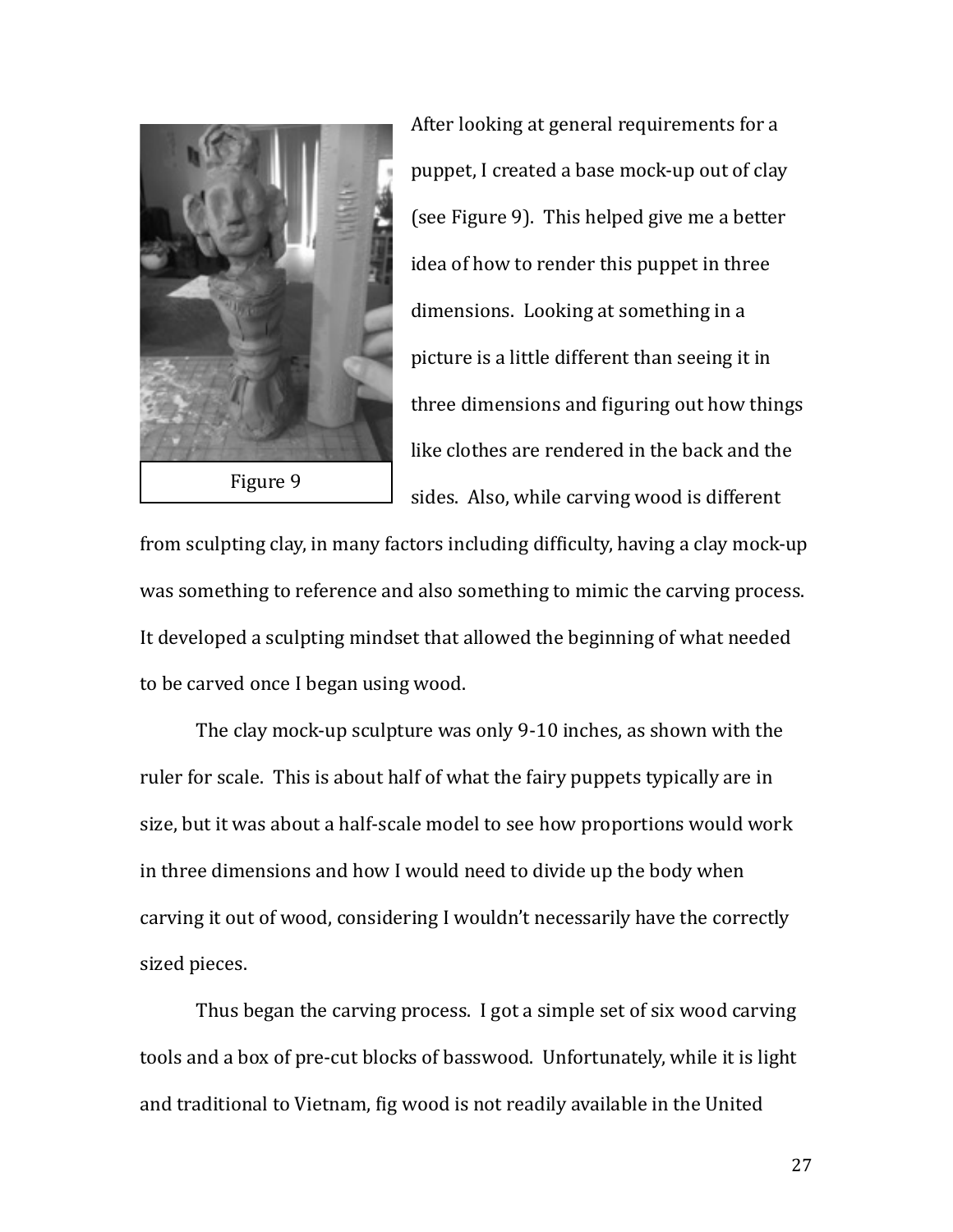Figure 9

After looking at general requirements for a puppet, I created a base mock-up out of clay (see Figure 9). This helped give me a better idea of how to render this puppet in three dimensions. Looking at something in a picture is a little different than seeing it in three dimensions and figuring out how things like clothes are rendered in the back and the sides. Also, while carving wood is different from sculpting clay, in many factors including difficulty, having a clay mock-up was something to reference and also something to mimic the carving process. It developed a sculpting mindset that allowed the beginning of what needed to be carved once I began using wood.

The clay mock-up sculpture was only 9-10 inches, as shown with the ruler for scale. This is about half of what the fairy puppets typically are in size, but it was about a half-scale model to see how proportions would work in three dimensions and how I would need to divide up the body when carving it out of wood, considering I wouldn't necessarily have the correctly sized pieces.

Thus began the carving process. I got a simple set of six wood carving tools and a box of pre-cut blocks of basswood. Unfortunately, while it is light and traditional to Vietnam, fig wood is not readily available in the United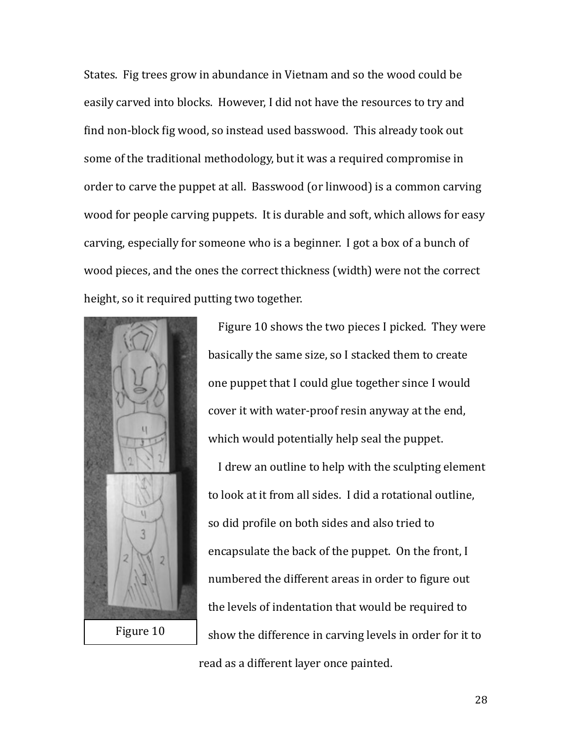States. Fig trees grow in abundance in Vietnam and so the wood could be easily carved into blocks. However, I did not have the resources to try and find non-block fig wood, so instead used basswood. This already took out some of the traditional methodology, but it was a required compromise in order to carve the puppet at all. Basswood (or linwood) is a common carving wood for people carving puppets. It is durable and soft, which allows for easy carving, especially for someone who is a beginner. I got a box of a bunch of wood pieces, and the ones the correct thickness (width) were not the correct height, so it required putting two together.

Figure 10

Figure 10 shows the two pieces I picked. They were basically the same size, so I stacked them to create one puppet that I could glue together since I would cover it with water-proof resin anyway at the end, which would potentially help seal the puppet.

I drew an outline to help with the sculpting element to look at it from all sides. I did a rotational outline, so did profile on both sides and also tried to encapsulate the back of the puppet. On the front, I numbered the different areas in order to figure out the levels of indentation that would be required to show the difference in carving levels in order for it to read as a different layer once painted.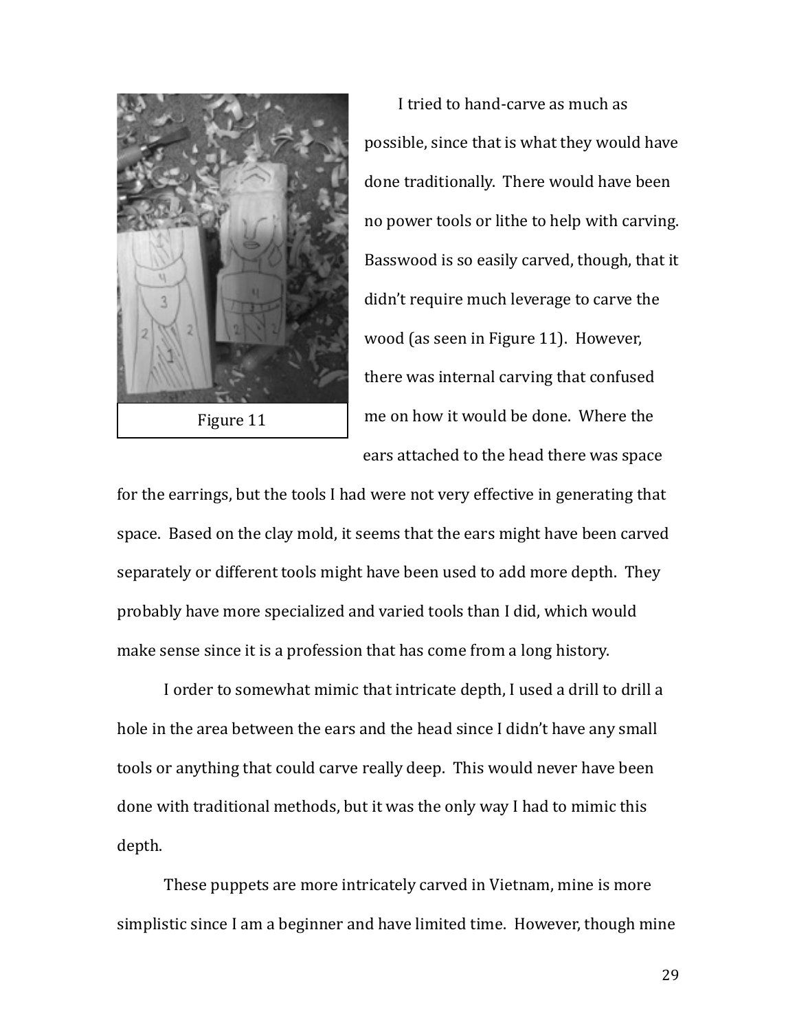Figure 11

I tried to hand-carve as much as possible, since that is what they would have done traditionally. There would have been no power tools or lithe to help with carving. Basswood is so easily carved, though, that it didn't require much leverage to carve the wood (as seen in Figure 11). However, there was internal carving that confused me on how it would be done. Where the ears attached to the head there was space for the earrings, but the tools I had were not very effective in generating that space. Based on the clay mold, it seems that the ears might have been carved separately or different tools might have been used to add more depth. They probably have more specialized and varied tools than I did, which would make sense since it is a profession that has come from a long history.

I order to somewhat mimic that intricate depth, I used a drill to drill a hole in the area between the ears and the head since I didn't have any small tools or anything that could carve really deep. This would never have been done with traditional methods, but it was the only way I had to mimic this depth.

These puppets are more intricately carved in Vietnam, mine is more simplistic since I am a beginner and have limited time. However, though mine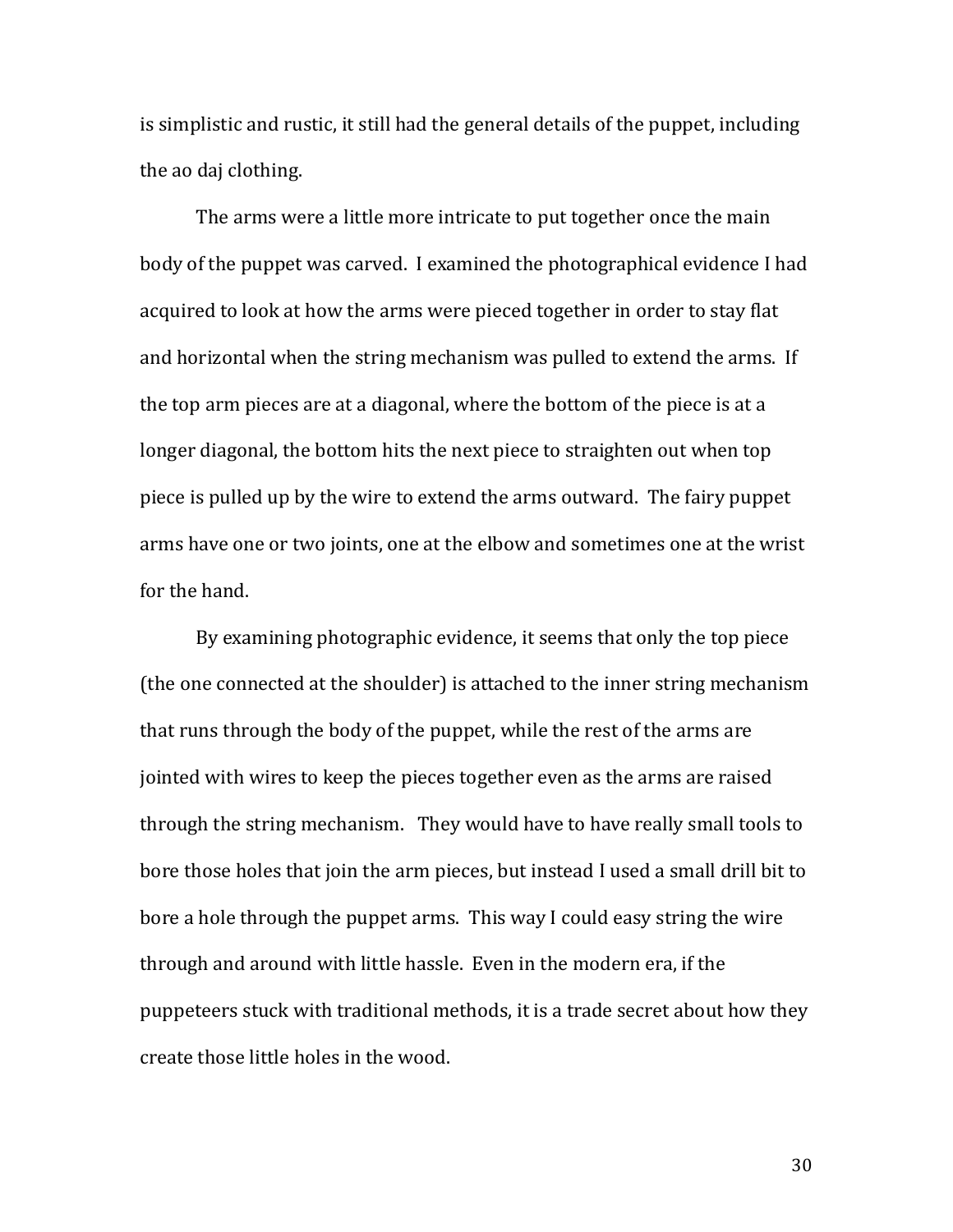is simplistic and rustic, it still had the general details of the puppet, including the ao daj clothing.

The arms were a little more intricate to put together once the main body of the puppet was carved. I examined the photographical evidence I had acquired to look at how the arms were pieced together in order to stay flat and horizontal when the string mechanism was pulled to extend the arms. If the top arm pieces are at a diagonal, where the bottom of the piece is at a longer diagonal, the bottom hits the next piece to straighten out when top piece is pulled up by the wire to extend the arms outward. The fairy puppet arms have one or two joints, one at the elbow and sometimes one at the wrist for the hand.

By examining photographic evidence, it seems that only the top piece (the one connected at the shoulder) is attached to the inner string mechanism that runs through the body of the puppet, while the rest of the arms are jointed with wires to keep the pieces together even as the arms are raised through the string mechanism. They would have to have really small tools to bore those holes that join the arm pieces, but instead I used a small drill bit to bore a hole through the puppet arms. This way I could easy string the wire through and around with little hassle. Even in the modern era, if the puppeteers stuck with traditional methods, it is a trade secret about how they create those little holes in the wood.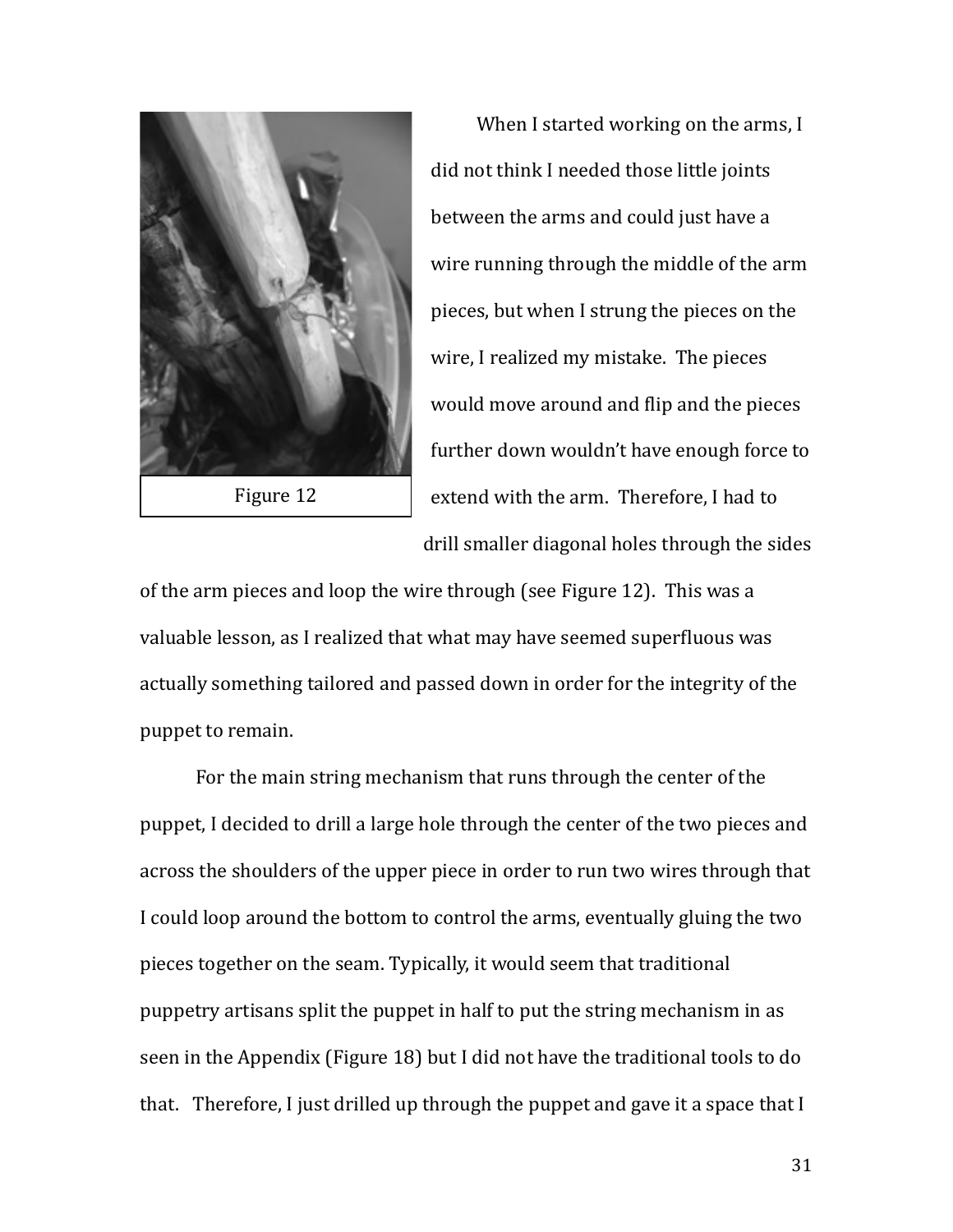Figure 12

When I started working on the arms, I did not think I needed those little joints between the arms and could just have a wire running through the middle of the arm pieces, but when I strung the pieces on the wire, I realized my mistake. The pieces would move around and flip and the pieces further down wouldn't have enough force to extend with the arm. Therefore, I had to drill smaller diagonal holes through the sides of the arm pieces and loop the wire through (see Figure 12). This was a valuable lesson, as I realized that what may have seemed superfluous was actually something tailored and passed down in order for the integrity of the puppet to remain.

For the main string mechanism that runs through the center of the puppet, I decided to drill a large hole through the center of the two pieces and across the shoulders of the upper piece in order to run two wires through that I could loop around the bottom to control the arms, eventually gluing the two pieces together on the seam. Typically, it would seem that traditional puppetry artisans split the puppet in half to put the string mechanism in as seen in the Appendix (Figure 18) but I did not have the traditional tools to do that. Therefore, I just drilled up through the puppet and gave it a space that I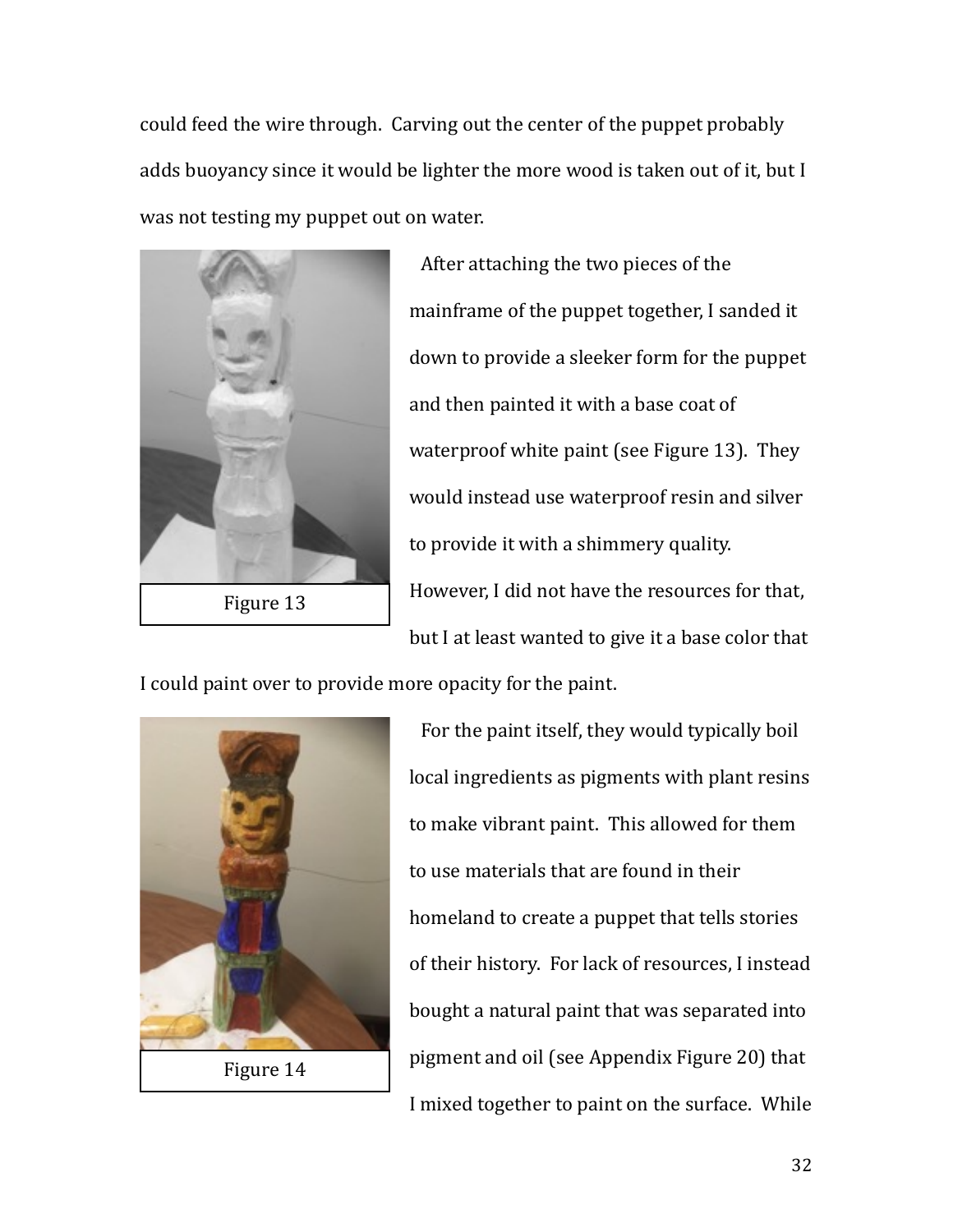could feed the wire through. Carving out the center of the puppet probably adds buoyancy since it would be lighter the more wood is taken out of it, but I was not testing my puppet out on water.

Figure 13

After attaching the two pieces of the mainframe of the puppet together, I sanded it down to provide a sleeker form for the puppet and then painted it with a base coat of waterproof white paint (see Figure 13). They would instead use waterproof resin and silver to provide it with a shimmery quality. However, I did not have the resources for that, but I at least wanted to give it a base color that I could paint over to provide more opacity for the paint.

Figure 14

For the paint itself, they would typically boil local ingredients as pigments with plant resins to make vibrant paint. This allowed for them to use materials that are found in their homeland to create a puppet that tells stories of their history. For lack of resources, I instead bought a natural paint that was separated into pigment and oil (see Appendix Figure 20) that I mixed together to paint on the surface. While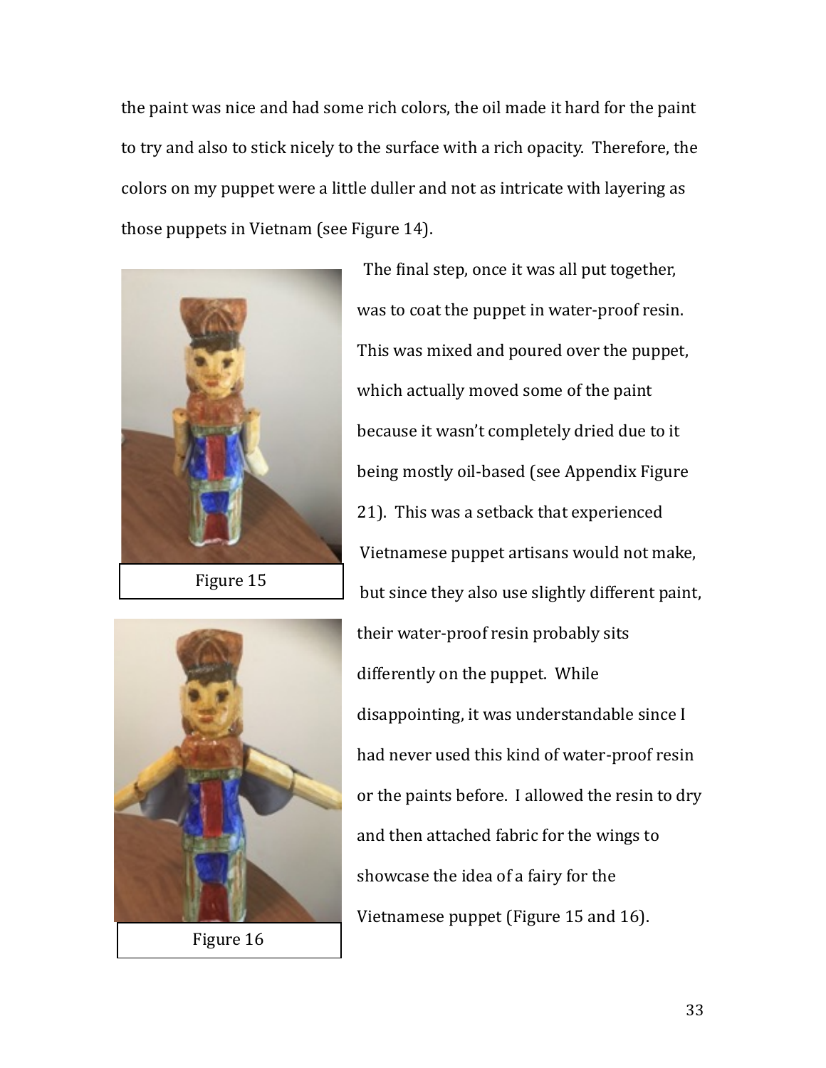the paint was nice and had some rich colors, the oil made it hard for the paint to try and also to stick nicely to the surface with a rich opacity. Therefore, the colors on my puppet were a little duller and not as intricate with layering as those puppets in Vietnam (see Figure 14).

Figure 15

Figure 16

The final step, once it was all put together, was to coat the puppet in water-proof resin. This was mixed and poured over the puppet, which actually moved some of the paint because it wasn't completely dried due to it being mostly oil-based (see Appendix Figure 21). This was a setback that experienced Vietnamese puppet artisans would not make, but since they also use slightly different paint, their water-proof resin probably sits differently on the puppet. While disappointing, it was understandable since I had never used this kind of water-proof resin or the paints before. I allowed the resin to dry and then attached fabric for the wings to showcase the idea of a fairy for the Vietnamese puppet (Figure 15 and 16).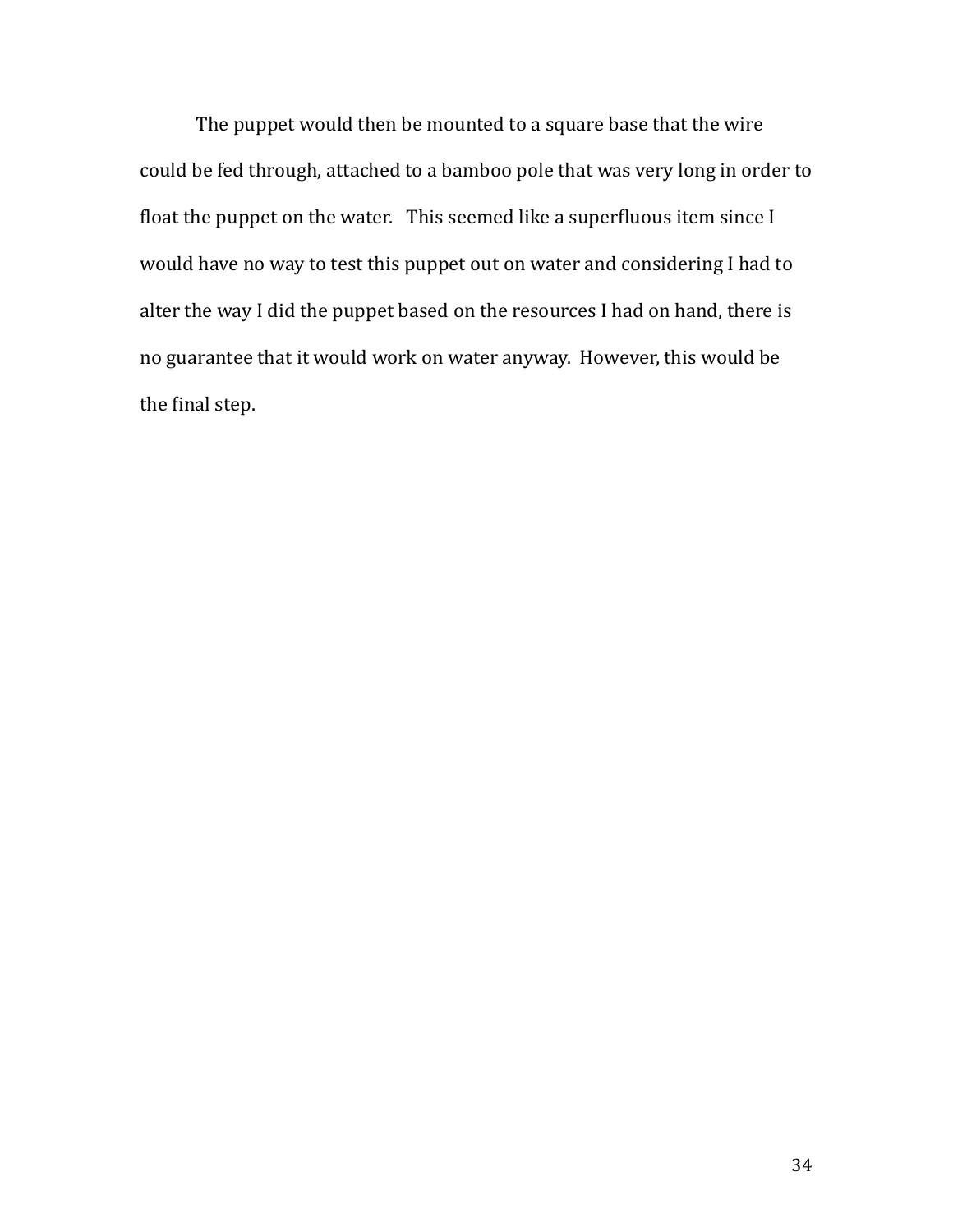The puppet would then be mounted to a square base that the wire could be fed through, attached to a bamboo pole that was very long in order to float the puppet on the water. This seemed like a superfluous item since I would have no way to test this puppet out on water and considering I had to alter the way I did the puppet based on the resources I had on hand, there is no guarantee that it would work on water anyway. However, this would be the final step.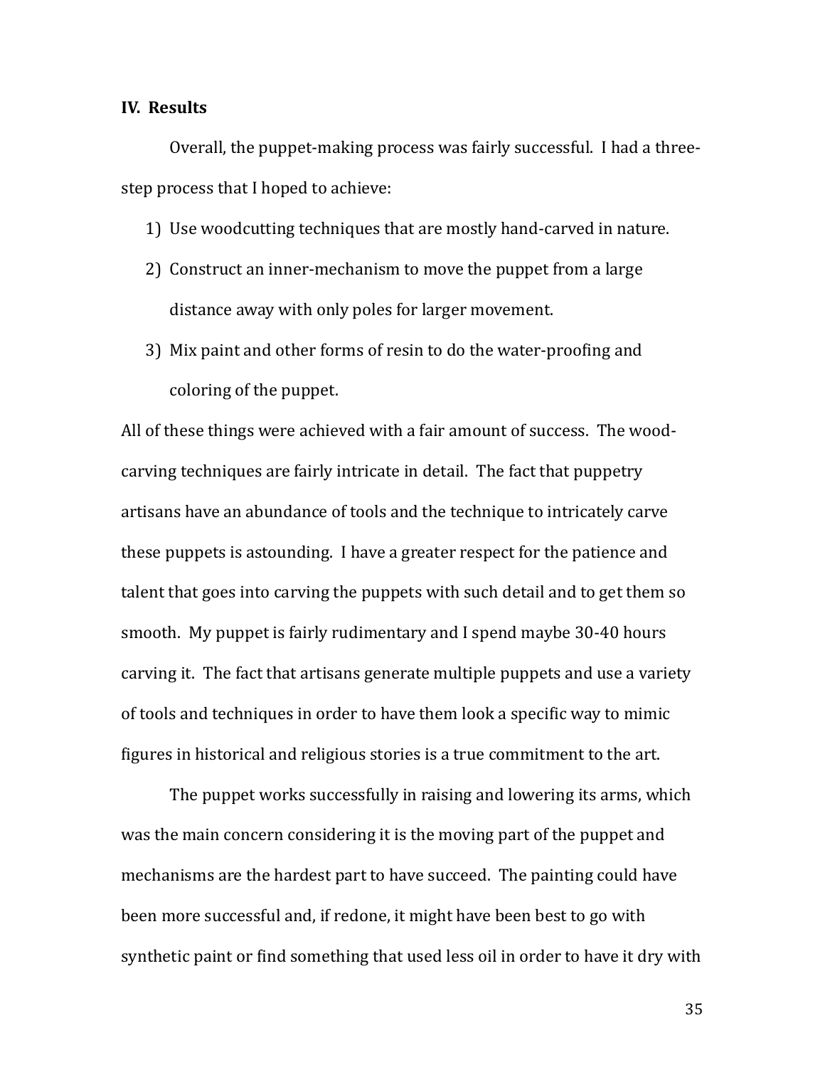### IV. Results

Overall, the puppet-making process was fairly successful. I had a three-step process that I hoped to achieve:

1) Use woodcutting techniques that are mostly hand-carved in nature.
2) Construct an inner-mechanism to move the puppet from a large distance away with only poles for larger movement.
3) Mix paint and other forms of resin to do the water-proofing and coloring of the puppet.

All of these things were achieved with a fair amount of success. The wood-carving techniques are fairly intricate in detail. The fact that puppetry artisans have an abundance of tools and the technique to intricately carve these puppets is astounding. I have a greater respect for the patience and talent that goes into carving the puppets with such detail and to get them so smooth. My puppet is fairly rudimentary and I spend maybe 30-40 hours carving it. The fact that artisans generate multiple puppets and use a variety of tools and techniques in order to have them look a specific way to mimic figures in historical and religious stories is a true commitment to the art.

The puppet works successfully in raising and lowering its arms, which was the main concern considering it is the moving part of the puppet and mechanisms are the hardest part to have succeed. The painting could have been more successful and, if redone, it might have been best to go with synthetic paint or find something that used less oil in order to have it dry with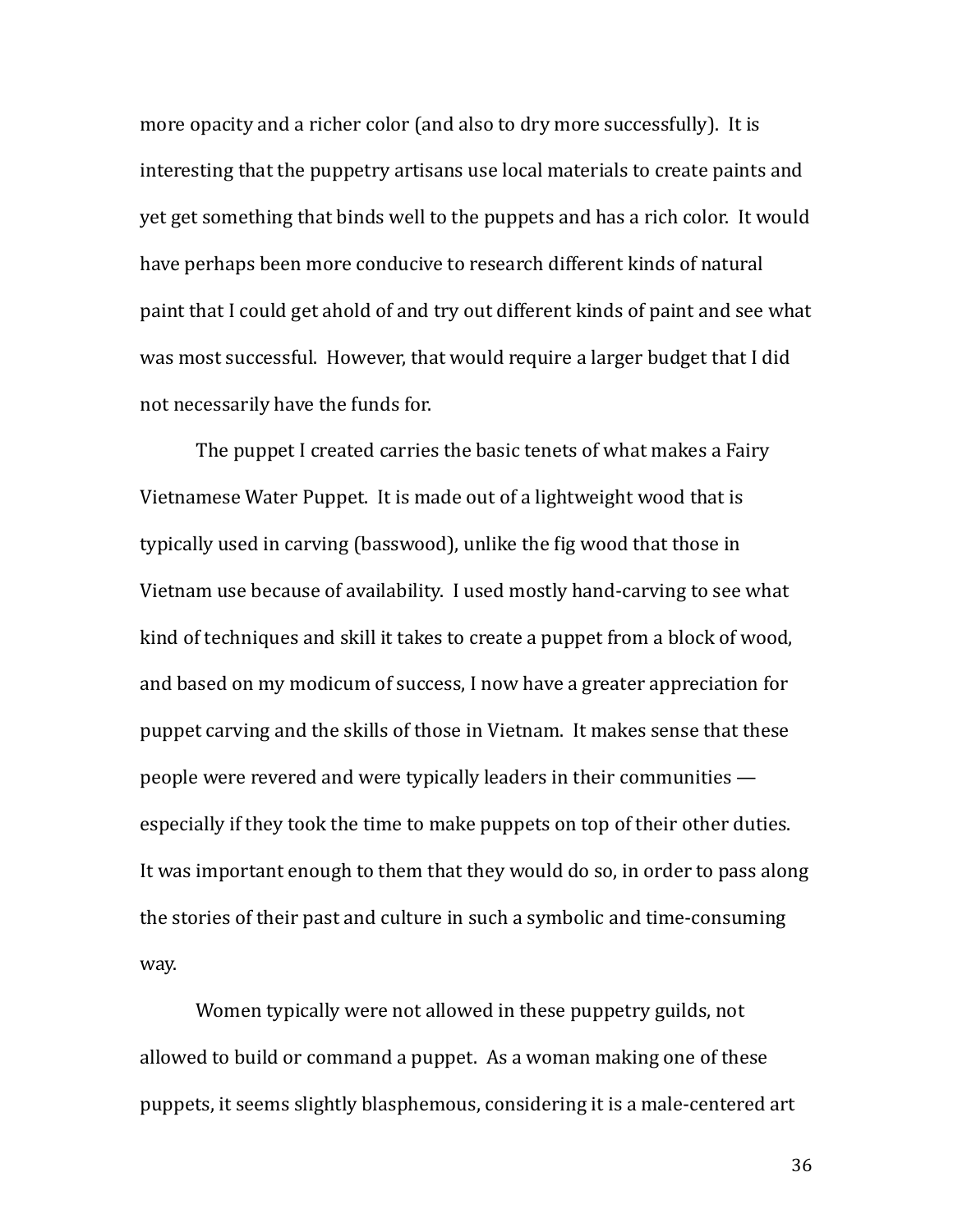more opacity and a richer color (and also to dry more successfully). It is interesting that the puppetry artisans use local materials to create paints and yet get something that binds well to the puppets and has a rich color. It would have perhaps been more conducive to research different kinds of natural paint that I could get ahold of and try out different kinds of paint and see what was most successful. However, that would require a larger budget that I did not necessarily have the funds for.

The puppet I created carries the basic tenets of what makes a Fairy Vietnamese Water Puppet. It is made out of a lightweight wood that is typically used in carving (basswood), unlike the fig wood that those in Vietnam use because of availability. I used mostly hand-carving to see what kind of techniques and skill it takes to create a puppet from a block of wood, and based on my modicum of success, I now have a greater appreciation for puppet carving and the skills of those in Vietnam. It makes sense that these people were revered and were typically leaders in their communities — especially if they took the time to make puppets on top of their other duties. It was important enough to them that they would do so, in order to pass along the stories of their past and culture in such a symbolic and time-consuming way.

Women typically were not allowed in these puppetry guilds, not allowed to build or command a puppet. As a woman making one of these puppets, it seems slightly blasphemous, considering it is a male-centered art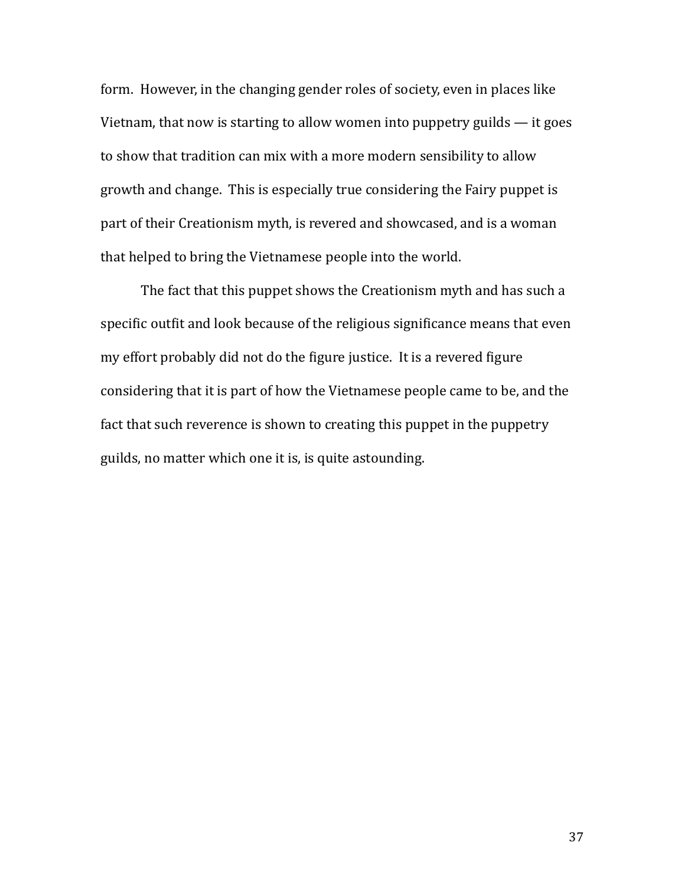form. However, in the changing gender roles of society, even in places like Vietnam, that now is starting to allow women into puppetry guilds — it goes to show that tradition can mix with a more modern sensibility to allow growth and change. This is especially true considering the Fairy puppet is part of their Creationism myth, is revered and showcased, and is a woman that helped to bring the Vietnamese people into the world.

The fact that this puppet shows the Creationism myth and has such a specific outfit and look because of the religious significance means that even my effort probably did not do the figure justice. It is a revered figure considering that it is part of how the Vietnamese people came to be, and the fact that such reverence is shown to creating this puppet in the puppetry guilds, no matter which one it is, is quite astounding.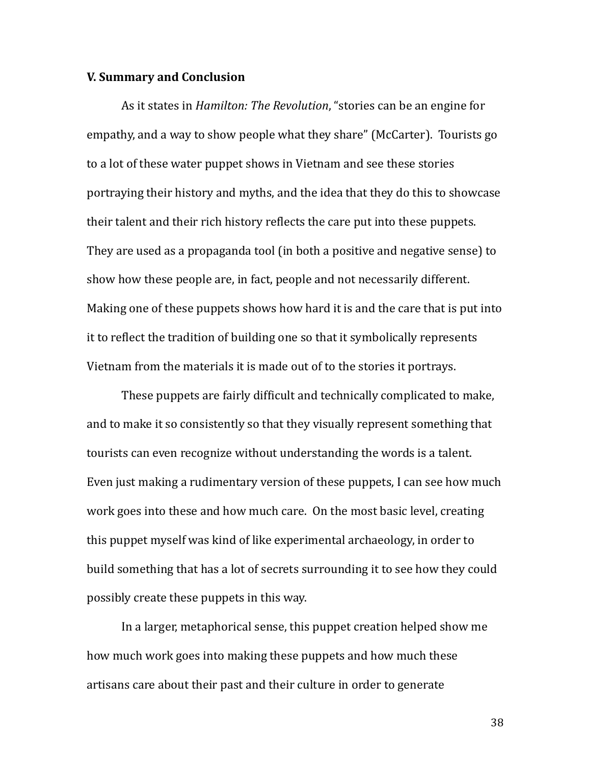## V. Summary and Conclusion

As it states in *Hamilton: The Revolution*, "stories can be an engine for empathy, and a way to show people what they share" (McCarter). Tourists go to a lot of these water puppet shows in Vietnam and see these stories portraying their history and myths, and the idea that they do this to showcase their talent and their rich history reflects the care put into these puppets. They are used as a propaganda tool (in both a positive and negative sense) to show how these people are, in fact, people and not necessarily different. Making one of these puppets shows how hard it is and the care that is put into it to reflect the tradition of building one so that it symbolically represents Vietnam from the materials it is made out of to the stories it portrays.

These puppets are fairly difficult and technically complicated to make, and to make it so consistently so that they visually represent something that tourists can even recognize without understanding the words is a talent. Even just making a rudimentary version of these puppets, I can see how much work goes into these and how much care. On the most basic level, creating this puppet myself was kind of like experimental archaeology, in order to build something that has a lot of secrets surrounding it to see how they could possibly create these puppets in this way.

In a larger, metaphorical sense, this puppet creation helped show me how much work goes into making these puppets and how much these artisans care about their past and their culture in order to generate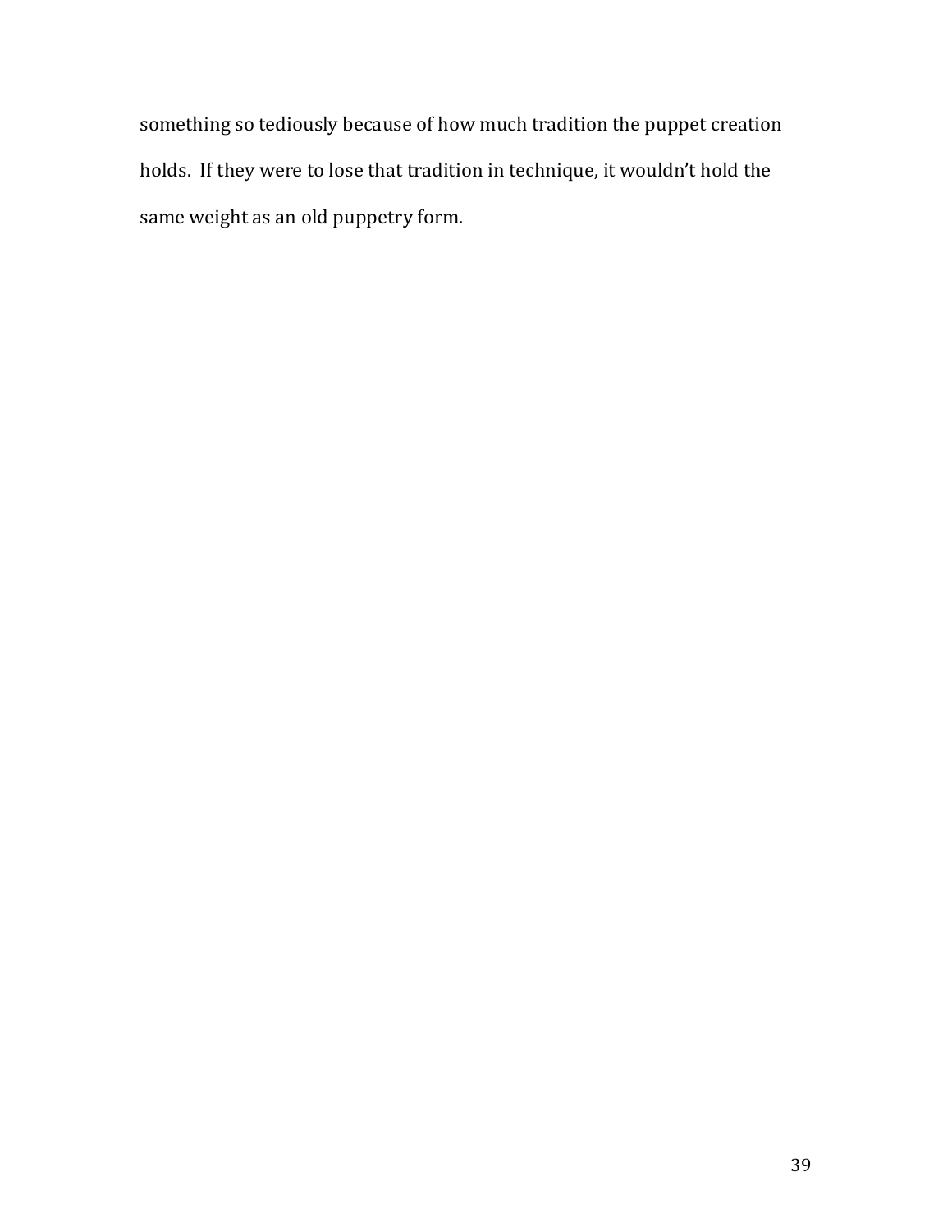something so tediously because of how much tradition the puppet creation holds. If they were to lose that tradition in technique, it wouldn't hold the same weight as an old puppetry form.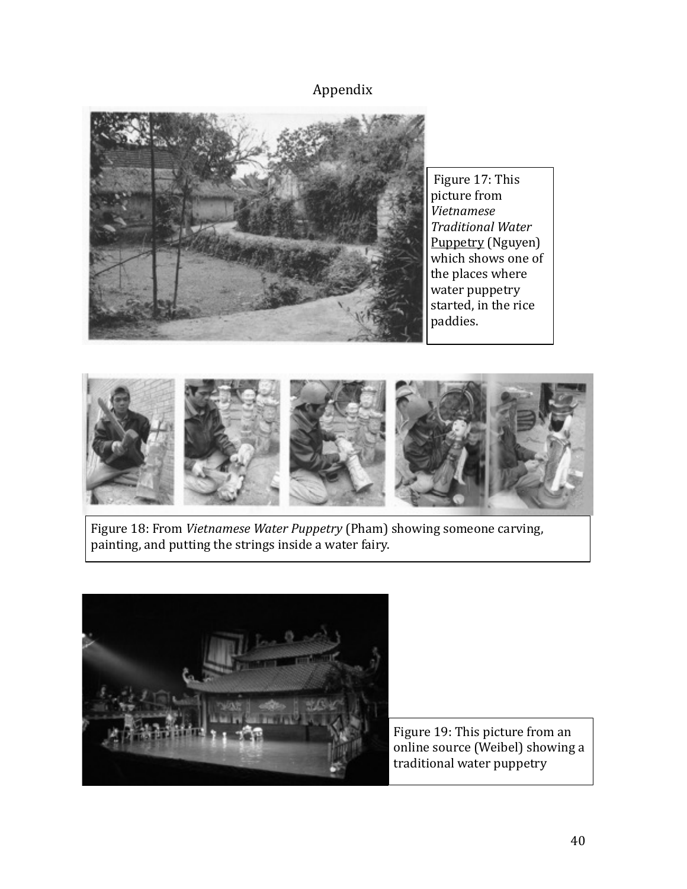Appendix

Figure 17: This picture from *Vietnamese Traditional Water* Puppetry (Nguyen) which shows one of the places where water puppetry started, in the rice paddies.

Figure 18: From *Vietnamese Water Puppetry* (Pham) showing someone carving, painting, and putting the strings inside a water fairy.

Figure 19: This picture from an online source (Weibel) showing a traditional water puppetry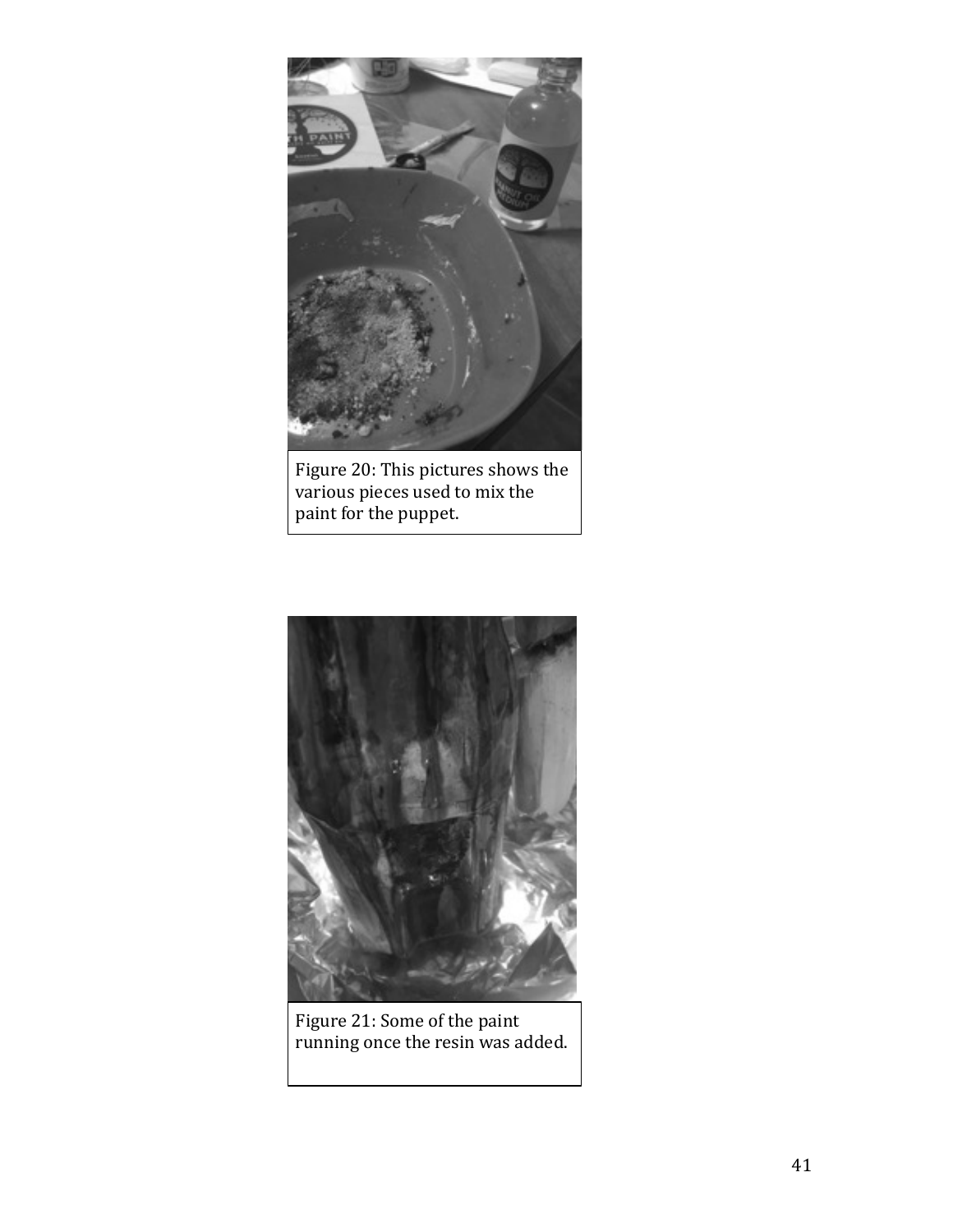Figure 20: This pictures shows the various pieces used to mix the paint for the puppet.

Figure 21: Some of the paint running once the resin was added.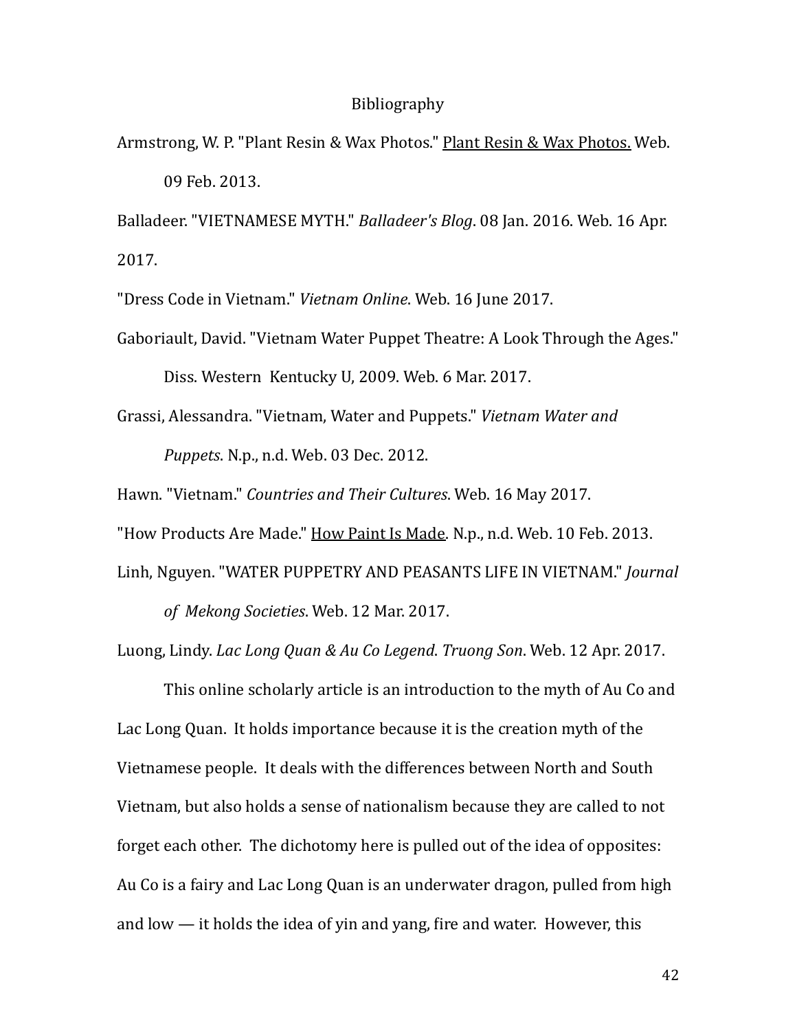# Bibliography

Armstrong, W. P. "Plant Resin & Wax Photos." Plant Resin & Wax Photos. Web. 09 Feb. 2013.

Balladeer. "VIETNAMESE MYTH." *Balladeer's Blog*. 08 Jan. 2016. Web. 16 Apr. 2017.

"Dress Code in Vietnam." *Vietnam Online*. Web. 16 June 2017.

Gaboriault, David. "Vietnam Water Puppet Theatre: A Look Through the Ages." Diss. Western Kentucky U, 2009. Web. 6 Mar. 2017.

Grassi, Alessandra. "Vietnam, Water and Puppets." *Vietnam Water and Puppets*. N.p., n.d. Web. 03 Dec. 2012.

Hawn. "Vietnam." *Countries and Their Cultures*. Web. 16 May 2017.

"How Products Are Made." How Paint Is Made. N.p., n.d. Web. 10 Feb. 2013.

Linh, Nguyen. "WATER PUPPETRY AND PEASANTS LIFE IN VIETNAM." *Journal of Mekong Societies*. Web. 12 Mar. 2017.

Luong, Lindy. *Lac Long Quan & Au Co Legend*. *Truong Son*. Web. 12 Apr. 2017.

This online scholarly article is an introduction to the myth of Au Co and Lac Long Quan. It holds importance because it is the creation myth of the Vietnamese people. It deals with the differences between North and South Vietnam, but also holds a sense of nationalism because they are called to not forget each other. The dichotomy here is pulled out of the idea of opposites: Au Co is a fairy and Lac Long Quan is an underwater dragon, pulled from high and low — it holds the idea of yin and yang, fire and water. However, this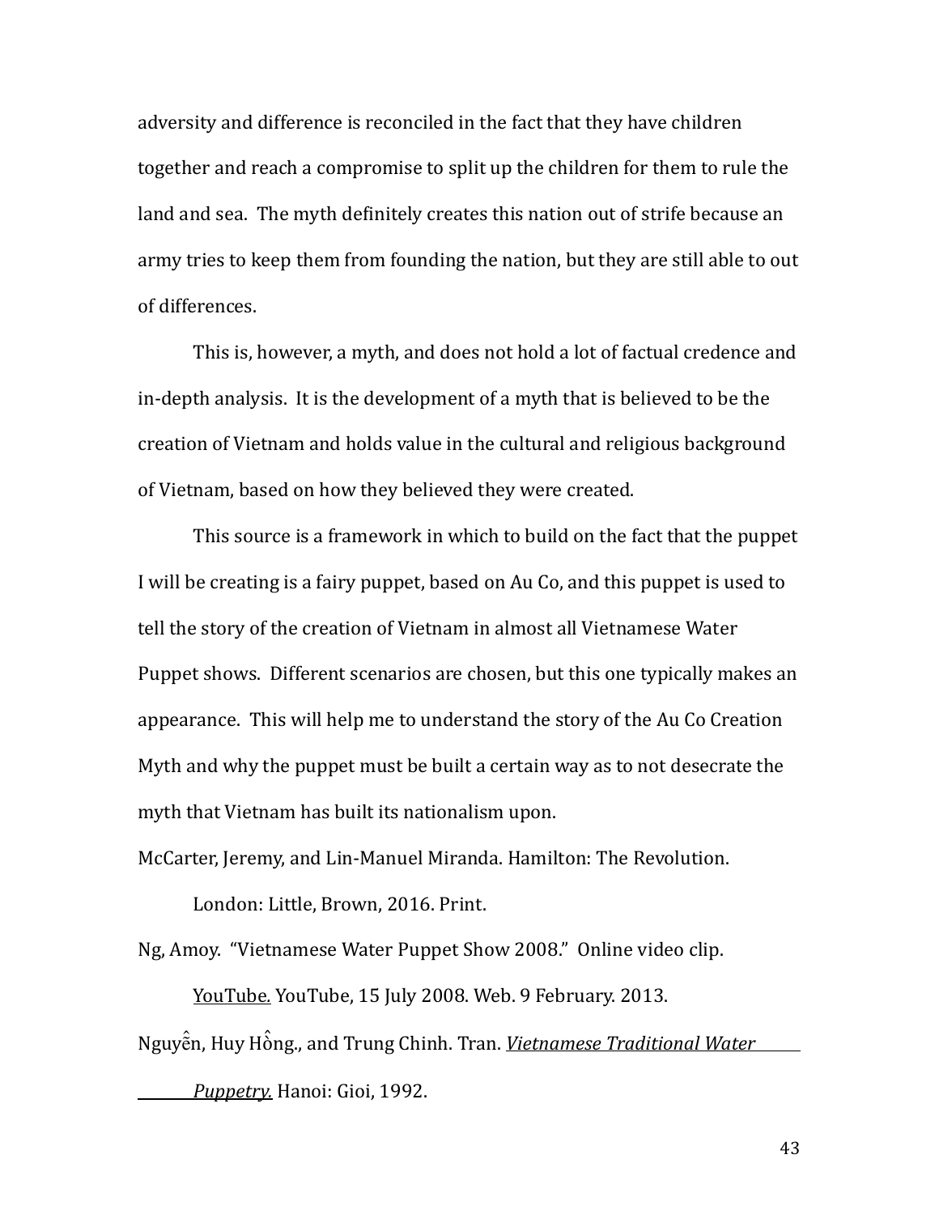adversity and difference is reconciled in the fact that they have children together and reach a compromise to split up the children for them to rule the land and sea. The myth definitely creates this nation out of strife because an army tries to keep them from founding the nation, but they are still able to out of differences.

This is, however, a myth, and does not hold a lot of factual credence and in-depth analysis. It is the development of a myth that is believed to be the creation of Vietnam and holds value in the cultural and religious background of Vietnam, based on how they believed they were created.

This source is a framework in which to build on the fact that the puppet I will be creating is a fairy puppet, based on Au Co, and this puppet is used to tell the story of the creation of Vietnam in almost all Vietnamese Water Puppet shows. Different scenarios are chosen, but this one typically makes an appearance. This will help me to understand the story of the Au Co Creation Myth and why the puppet must be built a certain way as to not desecrate the myth that Vietnam has built its nationalism upon.

McCarter, Jeremy, and Lin-Manuel Miranda. Hamilton: The Revolution. London: Little, Brown, 2016. Print.

Ng, Amoy. "Vietnamese Water Puppet Show 2008." Online video clip. YouTube. YouTube, 15 July 2008. Web. 9 February. 2013.

Nguyễn, Huy Hồng., and Trung Chinh. Tran. *Vietnamese Traditional Water Puppetry.* Hanoi: Gioi, 1992.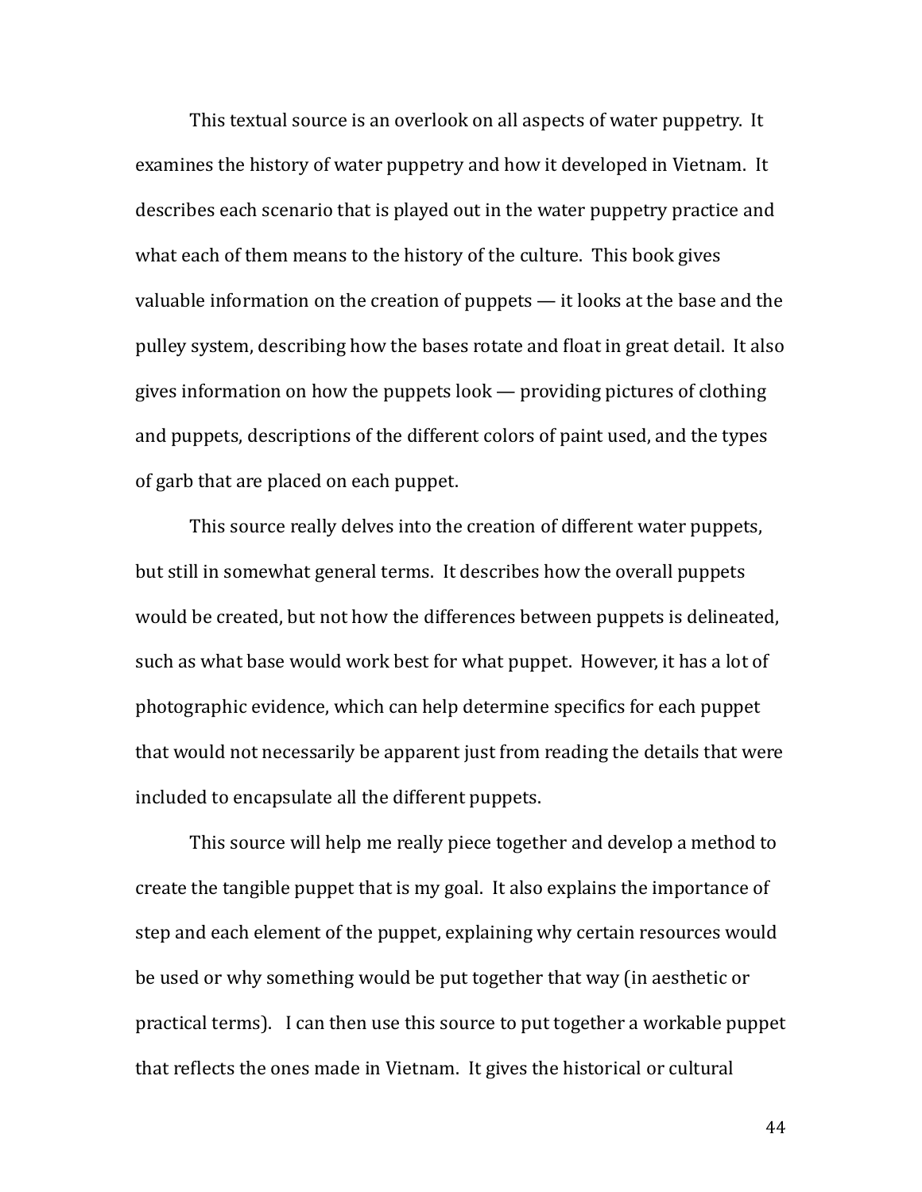This textual source is an overlook on all aspects of water puppetry. It examines the history of water puppetry and how it developed in Vietnam. It describes each scenario that is played out in the water puppetry practice and what each of them means to the history of the culture. This book gives valuable information on the creation of puppets — it looks at the base and the pulley system, describing how the bases rotate and float in great detail. It also gives information on how the puppets look — providing pictures of clothing and puppets, descriptions of the different colors of paint used, and the types of garb that are placed on each puppet.

This source really delves into the creation of different water puppets, but still in somewhat general terms. It describes how the overall puppets would be created, but not how the differences between puppets is delineated, such as what base would work best for what puppet. However, it has a lot of photographic evidence, which can help determine specifics for each puppet that would not necessarily be apparent just from reading the details that were included to encapsulate all the different puppets.

This source will help me really piece together and develop a method to create the tangible puppet that is my goal. It also explains the importance of step and each element of the puppet, explaining why certain resources would be used or why something would be put together that way (in aesthetic or practical terms). I can then use this source to put together a workable puppet that reflects the ones made in Vietnam. It gives the historical or cultural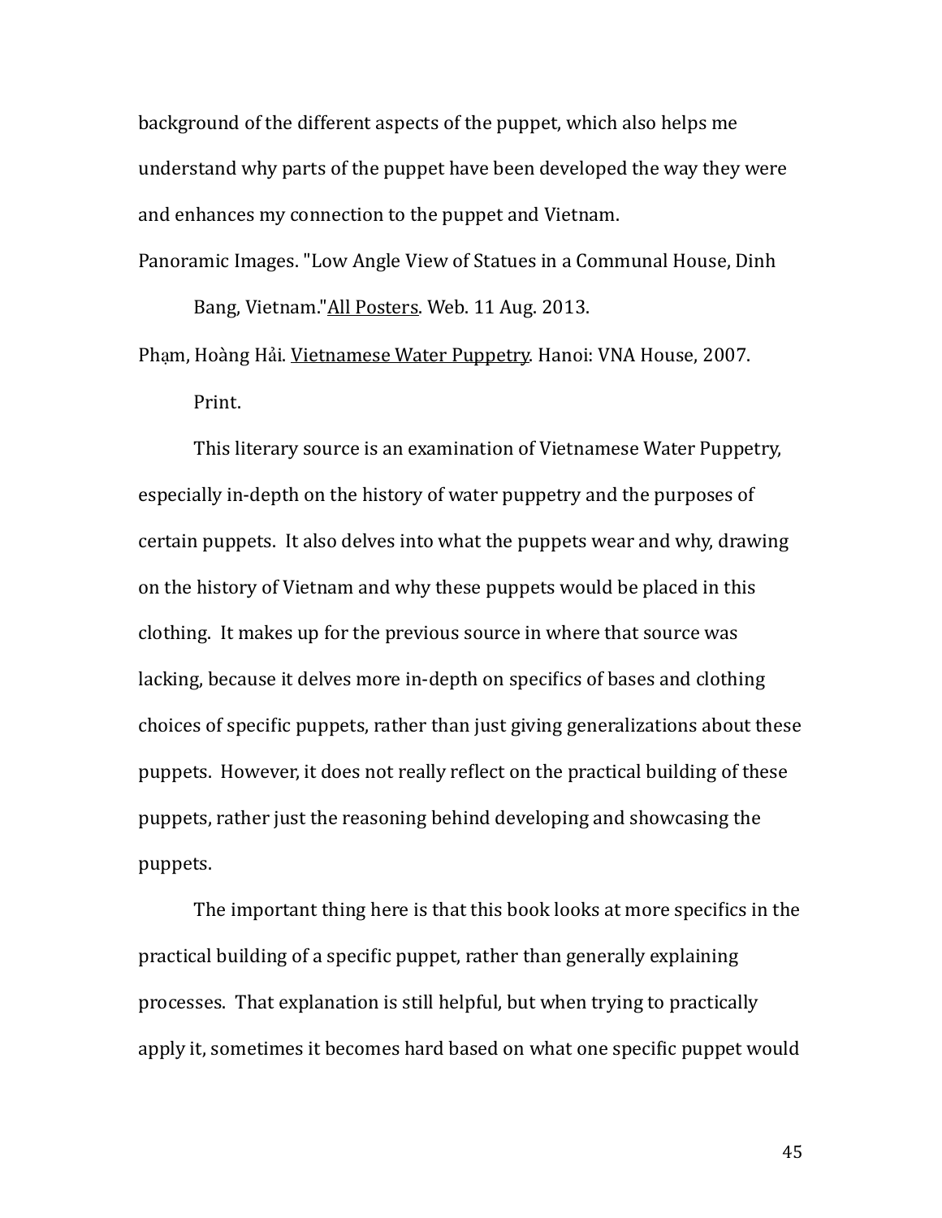background of the different aspects of the puppet, which also helps me understand why parts of the puppet have been developed the way they were and enhances my connection to the puppet and Vietnam.

Panoramic Images. "Low Angle View of Statues in a Communal House, Dinh Bang, Vietnam."All Posters. Web. 11 Aug. 2013.

Phạm, Hoàng Hải. Vietnamese Water Puppetry. Hanoi: VNA House, 2007. Print.

This literary source is an examination of Vietnamese Water Puppetry, especially in-depth on the history of water puppetry and the purposes of certain puppets. It also delves into what the puppets wear and why, drawing on the history of Vietnam and why these puppets would be placed in this clothing. It makes up for the previous source in where that source was lacking, because it delves more in-depth on specifics of bases and clothing choices of specific puppets, rather than just giving generalizations about these puppets. However, it does not really reflect on the practical building of these puppets, rather just the reasoning behind developing and showcasing the puppets.

The important thing here is that this book looks at more specifics in the practical building of a specific puppet, rather than generally explaining processes. That explanation is still helpful, but when trying to practically apply it, sometimes it becomes hard based on what one specific puppet would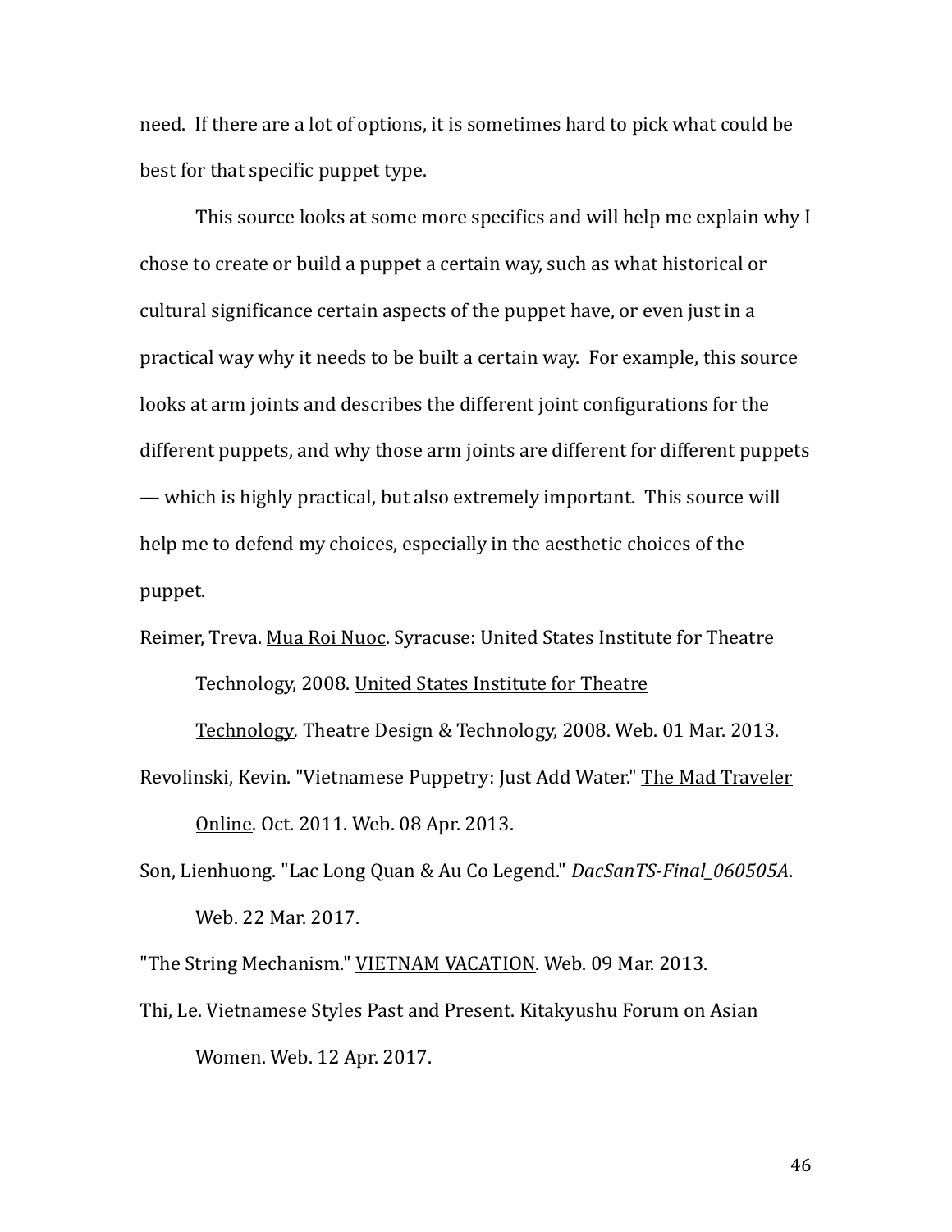need. If there are a lot of options, it is sometimes hard to pick what could be best for that specific puppet type.

This source looks at some more specifics and will help me explain why I chose to create or build a puppet a certain way, such as what historical or cultural significance certain aspects of the puppet have, or even just in a practical way why it needs to be built a certain way. For example, this source looks at arm joints and describes the different joint configurations for the different puppets, and why those arm joints are different for different puppets — which is highly practical, but also extremely important. This source will help me to defend my choices, especially in the aesthetic choices of the puppet.

Reimer, Treva. <u>Mua Roi Nuoc</u>. Syracuse: United States Institute for Theatre Technology, 2008. <u>United States Institute for Theatre Technology</u>. Theatre Design & Technology, 2008. Web. 01 Mar. 2013.

Revolinski, Kevin. "Vietnamese Puppetry: Just Add Water." <u>The Mad Traveler Online</u>. Oct. 2011. Web. 08 Apr. 2013.

Son, Lienhuong. "Lac Long Quan & Au Co Legend." *DacSanTS-Final_060505A*. Web. 22 Mar. 2017.

"The String Mechanism." <u>VIETNAM VACATION</u>. Web. 09 Mar. 2013.

Thi, Le. Vietnamese Styles Past and Present. Kitakyushu Forum on Asian Women. Web. 12 Apr. 2017.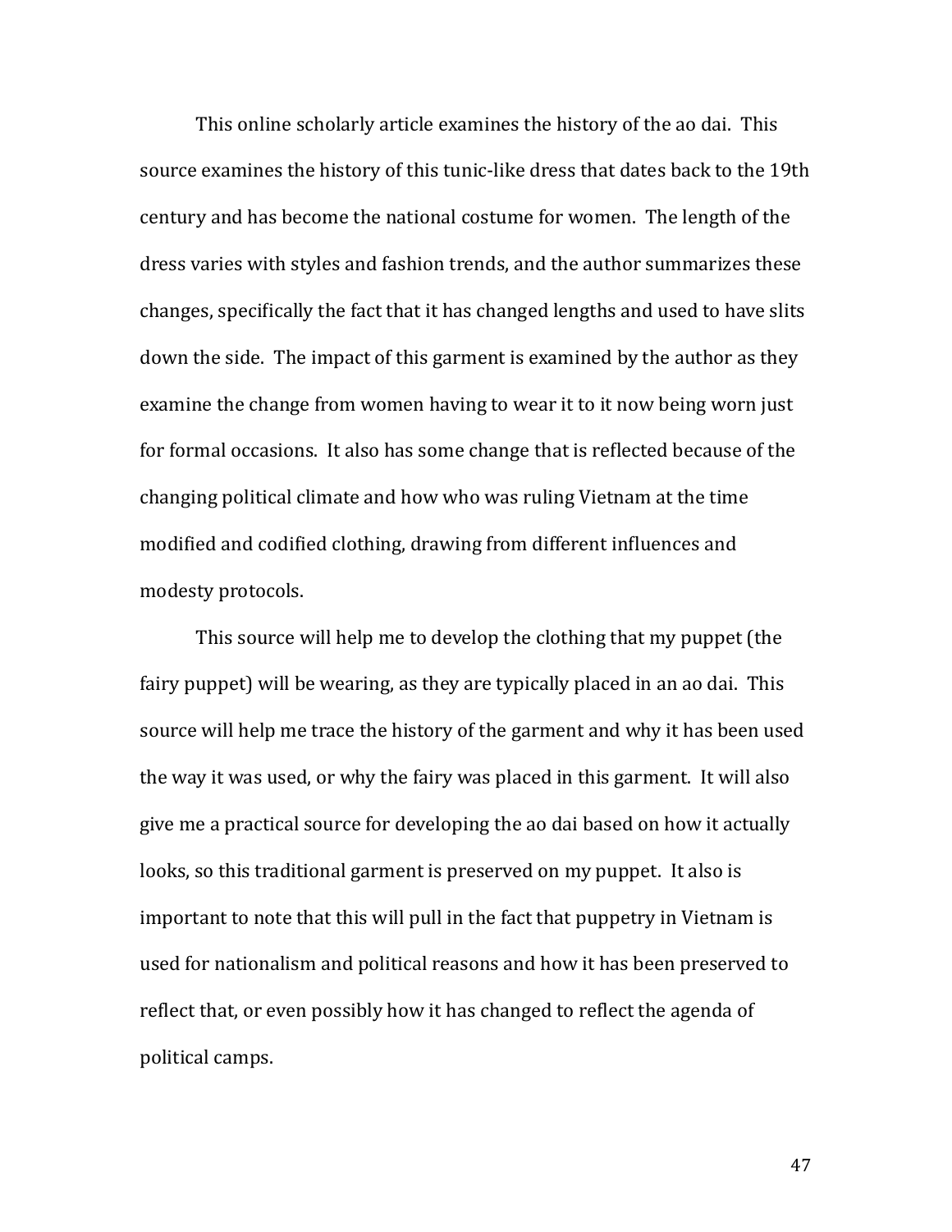This online scholarly article examines the history of the ao dai. This source examines the history of this tunic-like dress that dates back to the 19th century and has become the national costume for women. The length of the dress varies with styles and fashion trends, and the author summarizes these changes, specifically the fact that it has changed lengths and used to have slits down the side. The impact of this garment is examined by the author as they examine the change from women having to wear it to it now being worn just for formal occasions. It also has some change that is reflected because of the changing political climate and how who was ruling Vietnam at the time modified and codified clothing, drawing from different influences and modesty protocols.

This source will help me to develop the clothing that my puppet (the fairy puppet) will be wearing, as they are typically placed in an ao dai. This source will help me trace the history of the garment and why it has been used the way it was used, or why the fairy was placed in this garment. It will also give me a practical source for developing the ao dai based on how it actually looks, so this traditional garment is preserved on my puppet. It also is important to note that this will pull in the fact that puppetry in Vietnam is used for nationalism and political reasons and how it has been preserved to reflect that, or even possibly how it has changed to reflect the agenda of political camps.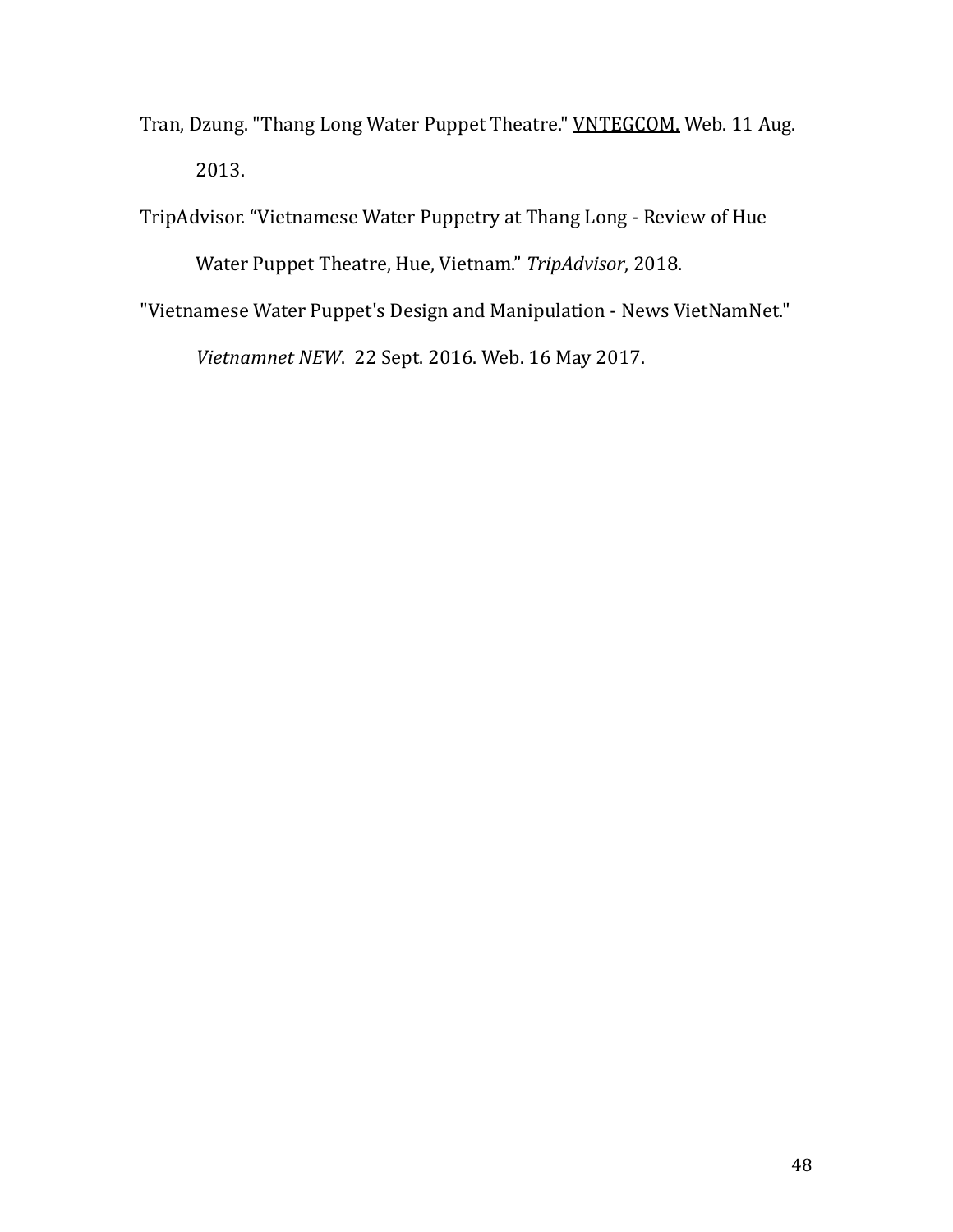Tran, Dzung. "Thang Long Water Puppet Theatre." <u>VNTEGCOM.</u> Web. 11 Aug. 2013.

TripAdvisor. "Vietnamese Water Puppetry at Thang Long - Review of Hue Water Puppet Theatre, Hue, Vietnam." *TripAdvisor*, 2018.

"Vietnamese Water Puppet's Design and Manipulation - News VietNamNet." *Vietnamnet NEW*. 22 Sept. 2016. Web. 16 May 2017.